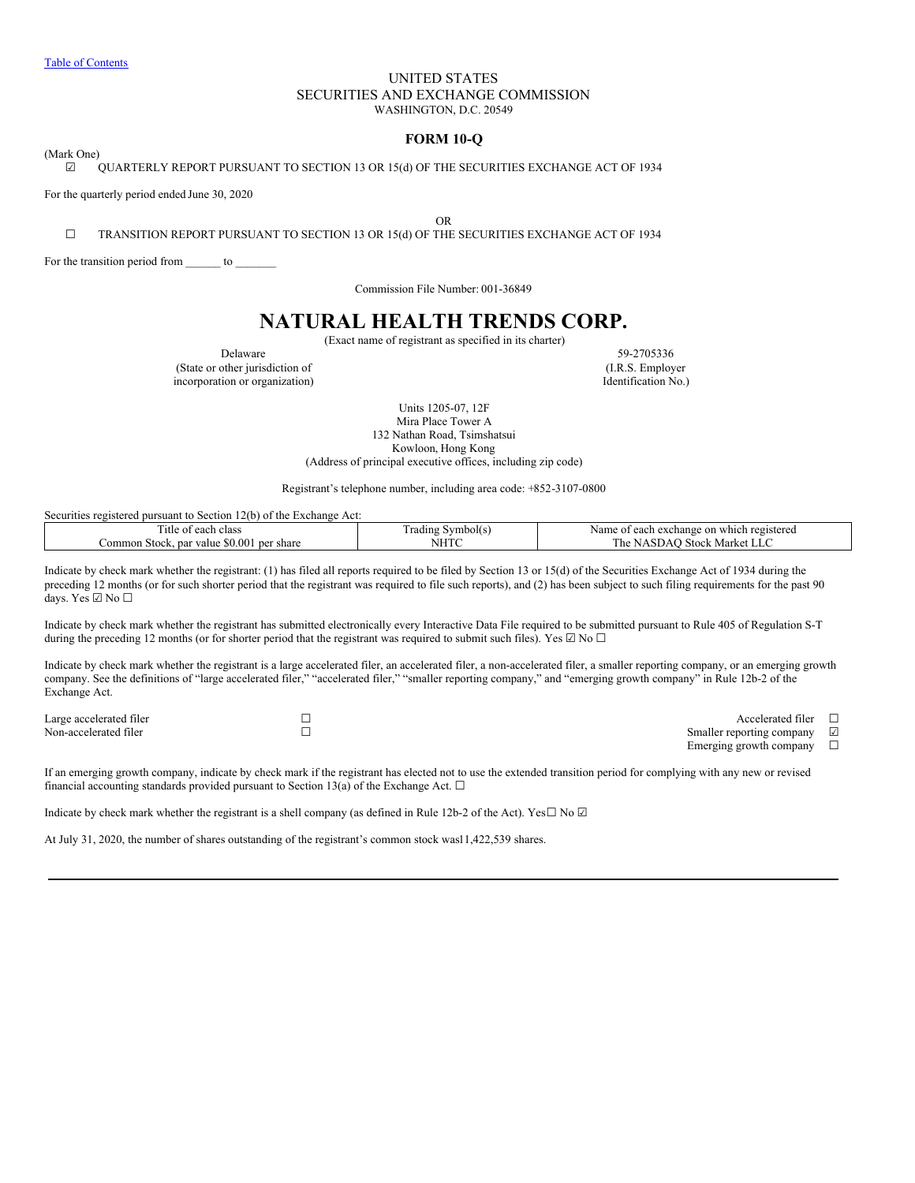[Table of Contents](#)

UNITED STATES
SECURITIES AND EXCHANGE COMMISSION
WASHINGTON, D.C. 20549

## FORM 10-Q

(Mark One)

☑ QUARTERLY REPORT PURSUANT TO SECTION 13 OR 15(d) OF THE SECURITIES EXCHANGE ACT OF 1934

For the quarterly period ended June 30, 2020

OR

☐ TRANSITION REPORT PURSUANT TO SECTION 13 OR 15(d) OF THE SECURITIES EXCHANGE ACT OF 1934

For the transition period from ______ to _______

Commission File Number: 001-36849

# NATURAL HEALTH TRENDS CORP.

(Exact name of registrant as specified in its charter)

| Delaware | 59-2705336 |
|---|---|
| (State or other jurisdiction of incorporation or organization) | (I.R.S. Employer Identification No.) |

Units 1205-07, 12F
Mira Place Tower A
132 Nathan Road, Tsimshatsui
Kowloon, Hong Kong
(Address of principal executive offices, including zip code)

Registrant's telephone number, including area code: +852-3107-0800

Securities registered pursuant to Section 12(b) of the Exchange Act:

| Title of each class | Trading Symbol(s) | Name of each exchange on which registered |
|---|---|---|
| Common Stock, par value $0.001 per share | NHTC | The NASDAQ Stock Market LLC |

Indicate by check mark whether the registrant: (1) has filed all reports required to be filed by Section 13 or 15(d) of the Securities Exchange Act of 1934 during the preceding 12 months (or for such shorter period that the registrant was required to file such reports), and (2) has been subject to such filing requirements for the past 90 days. Yes ☑ No ☐

Indicate by check mark whether the registrant has submitted electronically every Interactive Data File required to be submitted pursuant to Rule 405 of Regulation S-T during the preceding 12 months (or for shorter period that the registrant was required to submit such files). Yes ☑ No ☐

Indicate by check mark whether the registrant is a large accelerated filer, an accelerated filer, a non-accelerated filer, a smaller reporting company, or an emerging growth company. See the definitions of "large accelerated filer," "accelerated filer," "smaller reporting company," and "emerging growth company" in Rule 12b-2 of the Exchange Act.

| | | | |
|---|---|---|---|
| Large accelerated filer | ☐ | Accelerated filer | ☐ |
| Non-accelerated filer | ☐ | Smaller reporting company | ☑ |
| | | Emerging growth company | ☐ |

If an emerging growth company, indicate by check mark if the registrant has elected not to use the extended transition period for complying with any new or revised financial accounting standards provided pursuant to Section 13(a) of the Exchange Act. ☐

Indicate by check mark whether the registrant is a shell company (as defined in Rule 12b-2 of the Act). Yes☐ No ☑

At July 31, 2020, the number of shares outstanding of the registrant's common stock was11,422,539 shares.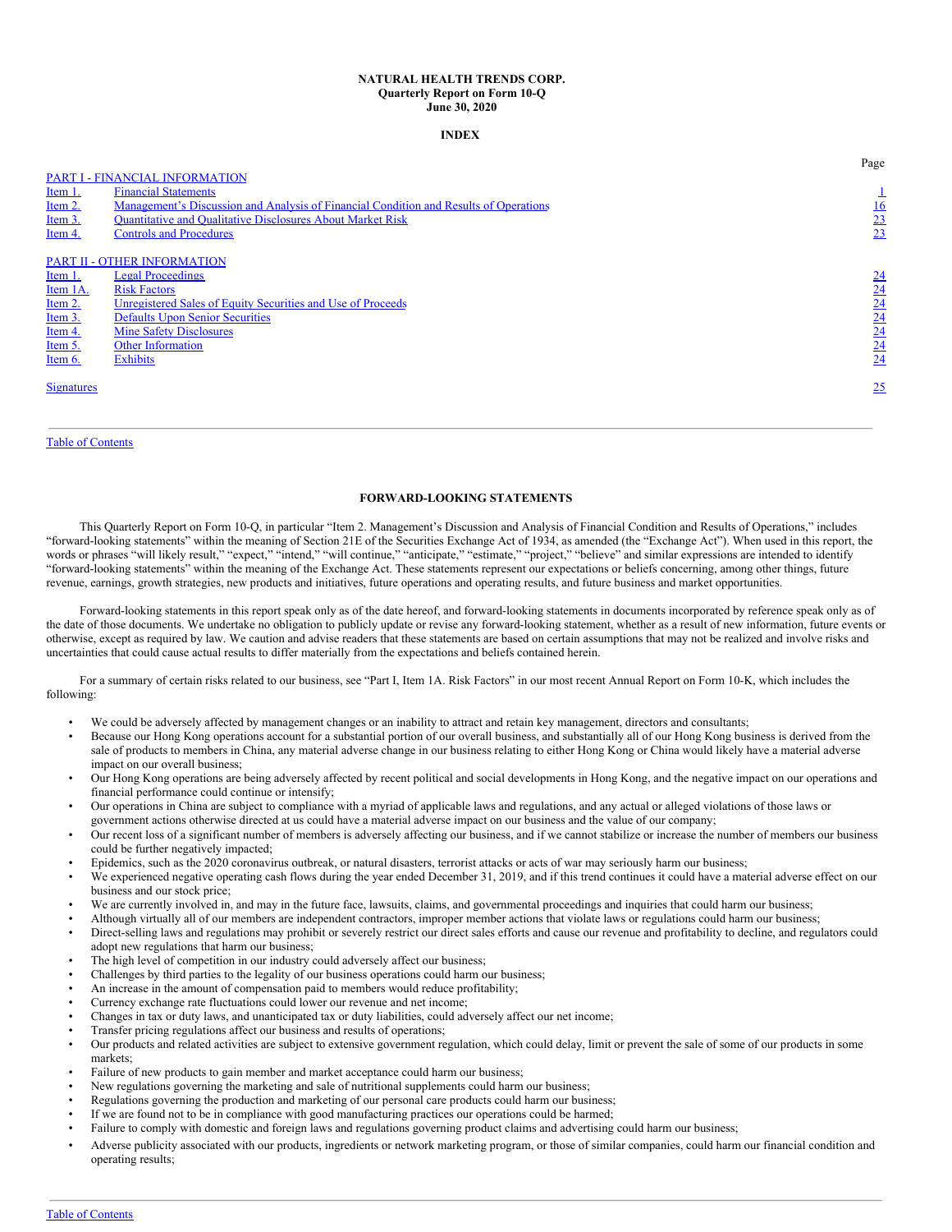**NATURAL HEALTH TRENDS CORP.**
**Quarterly Report on Form 10-Q**
**June 30, 2020**

**INDEX**

| | | Page |
|---|---|---|
| PART I - FINANCIAL INFORMATION | | |
| Item 1. | Financial Statements | 1 |
| Item 2. | Management's Discussion and Analysis of Financial Condition and Results of Operations | 16 |
| Item 3. | Quantitative and Qualitative Disclosures About Market Risk | 23 |
| Item 4. | Controls and Procedures | 23 |
| PART II - OTHER INFORMATION | | |
| Item 1. | Legal Proceedings | 24 |
| Item 1A. | Risk Factors | 24 |
| Item 2. | Unregistered Sales of Equity Securities and Use of Proceeds | 24 |
| Item 3. | Defaults Upon Senior Securities | 24 |
| Item 4. | Mine Safety Disclosures | 24 |
| Item 5. | Other Information | 24 |
| Item 6. | Exhibits | 24 |
| Signatures | | 25 |

## FORWARD-LOOKING STATEMENTS

This Quarterly Report on Form 10-Q, in particular "Item 2. Management's Discussion and Analysis of Financial Condition and Results of Operations," includes "forward-looking statements" within the meaning of Section 21E of the Securities Exchange Act of 1934, as amended (the "Exchange Act"). When used in this report, the words or phrases "will likely result," "expect," "intend," "will continue," "anticipate," "estimate," "project," "believe" and similar expressions are intended to identify "forward-looking statements" within the meaning of the Exchange Act. These statements represent our expectations or beliefs concerning, among other things, future revenue, earnings, growth strategies, new products and initiatives, future operations and operating results, and future business and market opportunities.

Forward-looking statements in this report speak only as of the date hereof, and forward-looking statements in documents incorporated by reference speak only as of the date of those documents. We undertake no obligation to publicly update or revise any forward-looking statement, whether as a result of new information, future events or otherwise, except as required by law. We caution and advise readers that these statements are based on certain assumptions that may not be realized and involve risks and uncertainties that could cause actual results to differ materially from the expectations and beliefs contained herein.

For a summary of certain risks related to our business, see "Part I, Item 1A. Risk Factors" in our most recent Annual Report on Form 10-K, which includes the following:

- We could be adversely affected by management changes or an inability to attract and retain key management, directors and consultants;
- Because our Hong Kong operations account for a substantial portion of our overall business, and substantially all of our Hong Kong business is derived from the sale of products to members in China, any material adverse change in our business relating to either Hong Kong or China would likely have a material adverse impact on our overall business;
- Our Hong Kong operations are being adversely affected by recent political and social developments in Hong Kong, and the negative impact on our operations and financial performance could continue or intensify;
- Our operations in China are subject to compliance with a myriad of applicable laws and regulations, and any actual or alleged violations of those laws or government actions otherwise directed at us could have a material adverse impact on our business and the value of our company;
- Our recent loss of a significant number of members is adversely affecting our business, and if we cannot stabilize or increase the number of members our business could be further negatively impacted;
- Epidemics, such as the 2020 coronavirus outbreak, or natural disasters, terrorist attacks or acts of war may seriously harm our business;
- We experienced negative operating cash flows during the year ended December 31, 2019, and if this trend continues it could have a material adverse effect on our business and our stock price;
- We are currently involved in, and may in the future face, lawsuits, claims, and governmental proceedings and inquiries that could harm our business;
- Although virtually all of our members are independent contractors, improper member actions that violate laws or regulations could harm our business;
- Direct-selling laws and regulations may prohibit or severely restrict our direct sales efforts and cause our revenue and profitability to decline, and regulators could adopt new regulations that harm our business;
- The high level of competition in our industry could adversely affect our business;
- Challenges by third parties to the legality of our business operations could harm our business;
- An increase in the amount of compensation paid to members would reduce profitability;
- Currency exchange rate fluctuations could lower our revenue and net income;
- Changes in tax or duty laws, and unanticipated tax or duty liabilities, could adversely affect our net income;
- Transfer pricing regulations affect our business and results of operations;
- Our products and related activities are subject to extensive government regulation, which could delay, limit or prevent the sale of some of our products in some markets;
- Failure of new products to gain member and market acceptance could harm our business;
- New regulations governing the marketing and sale of nutritional supplements could harm our business;
- Regulations governing the production and marketing of our personal care products could harm our business;
- If we are found not to be in compliance with good manufacturing practices our operations could be harmed;
- Failure to comply with domestic and foreign laws and regulations governing product claims and advertising could harm our business;
- Adverse publicity associated with our products, ingredients or network marketing program, or those of similar companies, could harm our financial condition and operating results;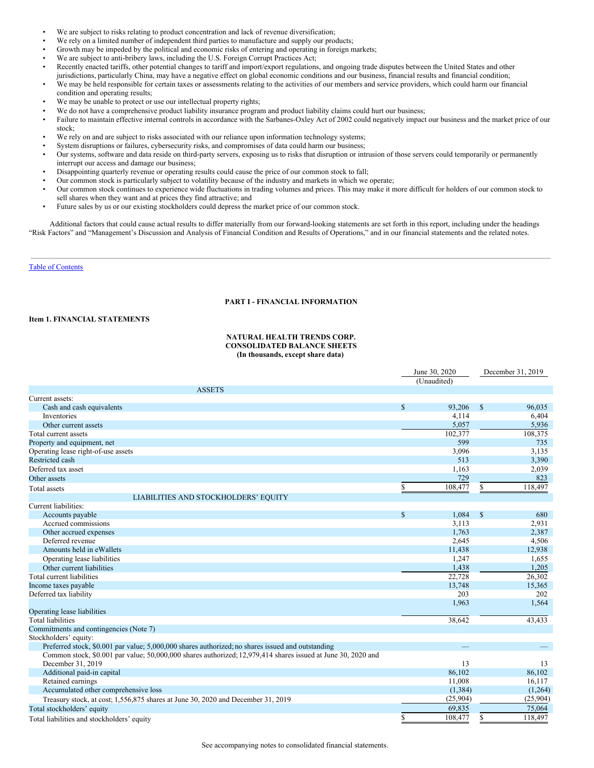- We are subject to risks relating to product concentration and lack of revenue diversification;
- We rely on a limited number of independent third parties to manufacture and supply our products;
- Growth may be impeded by the political and economic risks of entering and operating in foreign markets;
- We are subject to anti-bribery laws, including the U.S. Foreign Corrupt Practices Act;
- Recently enacted tariffs, other potential changes to tariff and import/export regulations, and ongoing trade disputes between the United States and other jurisdictions, particularly China, may have a negative effect on global economic conditions and our business, financial results and financial condition;
- We may be held responsible for certain taxes or assessments relating to the activities of our members and service providers, which could harm our financial condition and operating results;
- We may be unable to protect or use our intellectual property rights;
- We do not have a comprehensive product liability insurance program and product liability claims could hurt our business;
- Failure to maintain effective internal controls in accordance with the Sarbanes-Oxley Act of 2002 could negatively impact our business and the market price of our stock;
- We rely on and are subject to risks associated with our reliance upon information technology systems;
- System disruptions or failures, cybersecurity risks, and compromises of data could harm our business;
- Our systems, software and data reside on third-party servers, exposing us to risks that disruption or intrusion of those servers could temporarily or permanently interrupt our access and damage our business;
- Disappointing quarterly revenue or operating results could cause the price of our common stock to fall;
- Our common stock is particularly subject to volatility because of the industry and markets in which we operate;
- Our common stock continues to experience wide fluctuations in trading volumes and prices. This may make it more difficult for holders of our common stock to sell shares when they want and at prices they find attractive; and
- Future sales by us or our existing stockholders could depress the market price of our common stock.

Additional factors that could cause actual results to differ materially from our forward-looking statements are set forth in this report, including under the headings "Risk Factors" and "Management's Discussion and Analysis of Financial Condition and Results of Operations," and in our financial statements and the related notes.

Table of Contents

## PART I - FINANCIAL INFORMATION

### Item 1. FINANCIAL STATEMENTS

**NATURAL HEALTH TRENDS CORP.**
**CONSOLIDATED BALANCE SHEETS**
**(In thousands, except share data)**

| | June 30, 2020 (Unaudited) | December 31, 2019 |
|---|---|---|
| **ASSETS** | | |
| Current assets: | | |
| Cash and cash equivalents | $ 93,206 | $ 96,035 |
| Inventories | 4,114 | 6,404 |
| Other current assets | 5,057 | 5,936 |
| Total current assets | 102,377 | 108,375 |
| Property and equipment, net | 599 | 735 |
| Operating lease right-of-use assets | 3,096 | 3,135 |
| Restricted cash | 513 | 3,390 |
| Deferred tax asset | 1,163 | 2,039 |
| Other assets | 729 | 823 |
| Total assets | $ 108,477 | $ 118,497 |
| **LIABILITIES AND STOCKHOLDERS' EQUITY** | | |
| Current liabilities: | | |
| Accounts payable | $ 1,084 | $ 680 |
| Accrued commissions | 3,113 | 2,931 |
| Other accrued expenses | 1,763 | 2,387 |
| Deferred revenue | 2,645 | 4,506 |
| Amounts held in eWallets | 11,438 | 12,938 |
| Operating lease liabilities | 1,247 | 1,655 |
| Other current liabilities | 1,438 | 1,205 |
| Total current liabilities | 22,728 | 26,302 |
| Income taxes payable | 13,748 | 15,365 |
| Deferred tax liability | 203 | 202 |
| Operating lease liabilities | 1,963 | 1,564 |
| Total liabilities | 38,642 | 43,433 |
| Commitments and contingencies (Note 7) | | |
| Stockholders' equity: | | |
| Preferred stock, $0.001 par value; 5,000,000 shares authorized; no shares issued and outstanding | — | — |
| Common stock, $0.001 par value; 50,000,000 shares authorized; 12,979,414 shares issued at June 30, 2020 and December 31, 2019 | 13 | 13 |
| Additional paid-in capital | 86,102 | 86,102 |
| Retained earnings | 11,008 | 16,117 |
| Accumulated other comprehensive loss | (1,384) | (1,264) |
| Treasury stock, at cost; 1,556,875 shares at June 30, 2020 and December 31, 2019 | (25,904) | (25,904) |
| Total stockholders' equity | 69,835 | 75,064 |
| Total liabilities and stockholders' equity | $ 108,477 | $ 118,497 |

See accompanying notes to consolidated financial statements.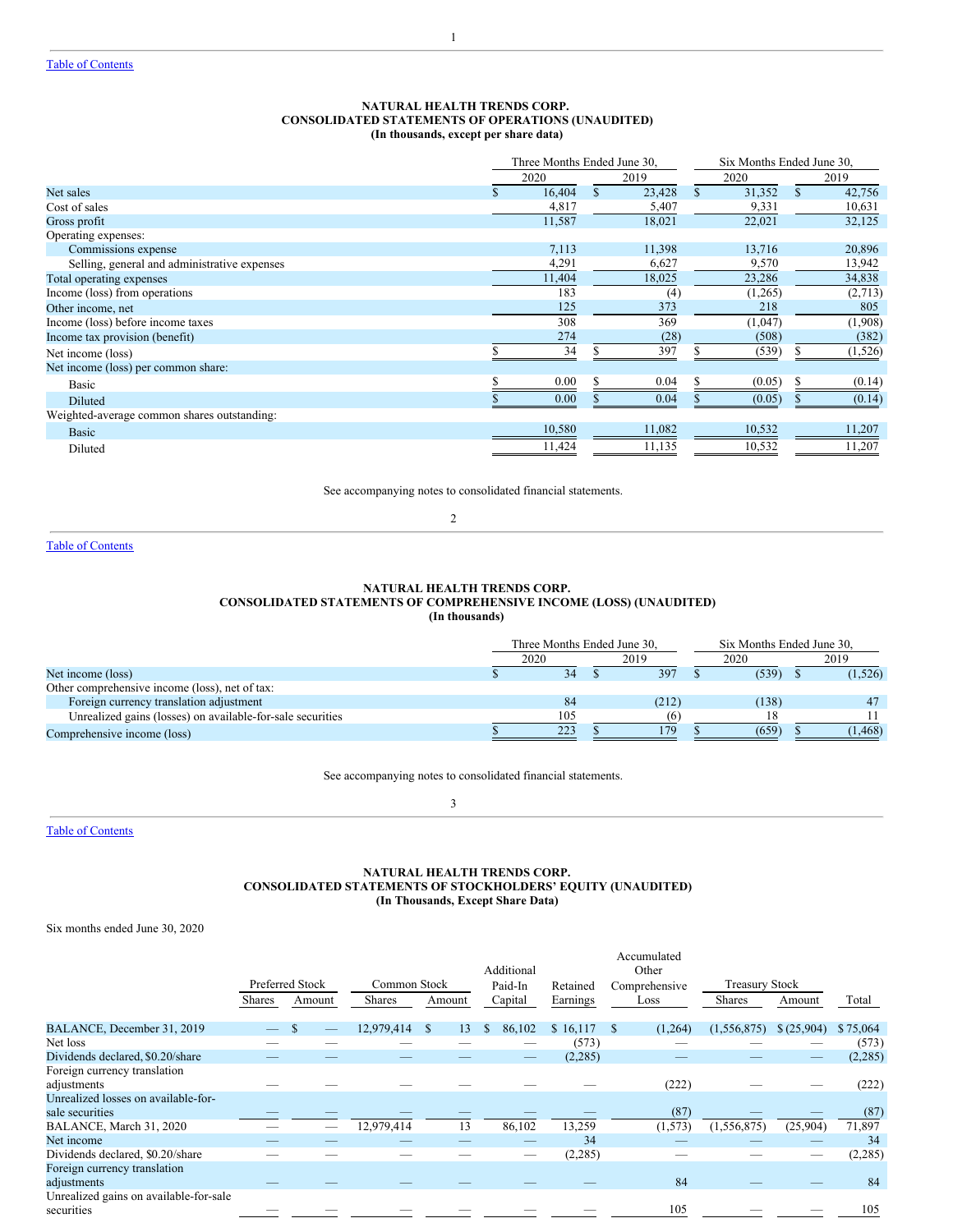[Table of Contents](#)

**NATURAL HEALTH TRENDS CORP.**
**CONSOLIDATED STATEMENTS OF OPERATIONS (UNAUDITED)**
**(In thousands, except per share data)**

| | Three Months Ended June 30, | | Six Months Ended June 30, | |
|---|---|---|---|---|
| | 2020 | 2019 | 2020 | 2019 |
| Net sales | $ 16,404 | $ 23,428 | $ 31,352 | $ 42,756 |
| Cost of sales | 4,817 | 5,407 | 9,331 | 10,631 |
| Gross profit | 11,587 | 18,021 | 22,021 | 32,125 |
| Operating expenses: | | | | |
| Commissions expense | 7,113 | 11,398 | 13,716 | 20,896 |
| Selling, general and administrative expenses | 4,291 | 6,627 | 9,570 | 13,942 |
| Total operating expenses | 11,404 | 18,025 | 23,286 | 34,838 |
| Income (loss) from operations | 183 | (4) | (1,265) | (2,713) |
| Other income, net | 125 | 373 | 218 | 805 |
| Income (loss) before income taxes | 308 | 369 | (1,047) | (1,908) |
| Income tax provision (benefit) | 274 | (28) | (508) | (382) |
| Net income (loss) | $ 34 | $ 397 | $ (539) | $ (1,526) |
| Net income (loss) per common share: | | | | |
| Basic | $ 0.00 | $ 0.04 | $ (0.05) | $ (0.14) |
| Diluted | $ 0.00 | $ 0.04 | $ (0.05) | $ (0.14) |
| Weighted-average common shares outstanding: | | | | |
| Basic | 10,580 | 11,082 | 10,532 | 11,207 |
| Diluted | 11,424 | 11,135 | 10,532 | 11,207 |

See accompanying notes to consolidated financial statements.

[Table of Contents](#)

**NATURAL HEALTH TRENDS CORP.**
**CONSOLIDATED STATEMENTS OF COMPREHENSIVE INCOME (LOSS) (UNAUDITED)**
**(In thousands)**

| | Three Months Ended June 30, | | Six Months Ended June 30, | |
|---|---|---|---|---|
| | 2020 | 2019 | 2020 | 2019 |
| Net income (loss) | $ 34 | $ 397 | $ (539) | $ (1,526) |
| Other comprehensive income (loss), net of tax: | | | | |
| Foreign currency translation adjustment | 84 | (212) | (138) | 47 |
| Unrealized gains (losses) on available-for-sale securities | 105 | (6) | 18 | 11 |
| Comprehensive income (loss) | $ 223 | $ 179 | $ (659) | $ (1,468) |

See accompanying notes to consolidated financial statements.

[Table of Contents](#)

**NATURAL HEALTH TRENDS CORP.**
**CONSOLIDATED STATEMENTS OF STOCKHOLDERS' EQUITY (UNAUDITED)**
**(In Thousands, Except Share Data)**

Six months ended June 30, 2020

| | Preferred Stock | | Common Stock | | Additional Paid-In Capital | Retained Earnings | Accumulated Other Comprehensive Loss | Treasury Stock | | Total |
|---|---|---|---|---|---|---|---|---|---|---|
| | Shares | Amount | Shares | Amount | | | | Shares | Amount | |
| BALANCE, December 31, 2019 | — | $ — | 12,979,414 | $ 13 | $ 86,102 | $ 16,117 | $ (1,264) | (1,556,875) | $ (25,904) | $ 75,064 |
| Net loss | — | — | — | — | — | (573) | — | — | — | (573) |
| Dividends declared, $0.20/share | — | — | — | — | — | (2,285) | — | — | — | (2,285) |
| Foreign currency translation adjustments | — | — | — | — | — | — | (222) | — | — | (222) |
| Unrealized losses on available-for-sale securities | — | — | — | — | — | — | (87) | — | — | (87) |
| BALANCE, March 31, 2020 | — | — | 12,979,414 | 13 | 86,102 | 13,259 | (1,573) | (1,556,875) | (25,904) | 71,897 |
| Net income | — | — | — | — | — | 34 | — | — | — | 34 |
| Dividends declared, $0.20/share | — | — | — | — | — | (2,285) | — | — | — | (2,285) |
| Foreign currency translation adjustments | — | — | — | — | — | — | 84 | — | — | 84 |
| Unrealized gains on available-for-sale securities | — | — | — | — | — | — | 105 | — | — | 105 |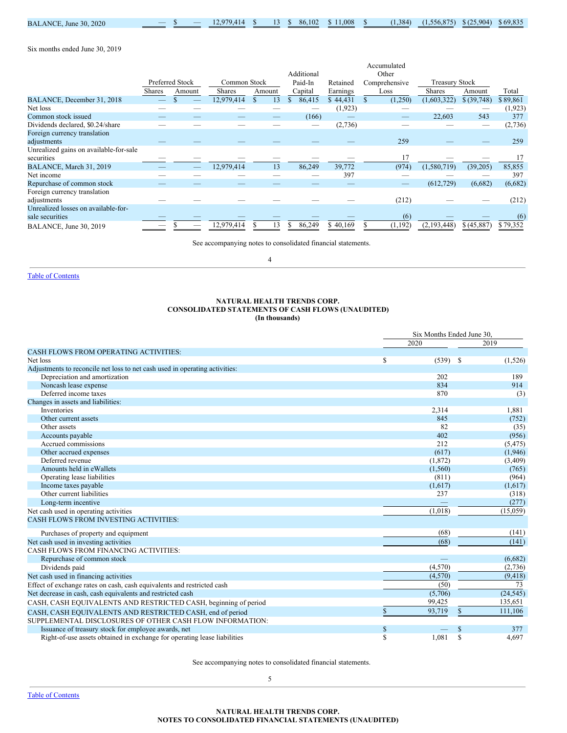| | Preferred Stock | | Common Stock | | Additional Paid-In Capital | Retained Earnings | Accumulated Other Comprehensive Loss | Treasury Stock | | Total |
|---|---|---|---|---|---|---|---|---|---|---|
| BALANCE, June 30, 2020 | — | $ — | 12,979,414 | $ 13 | $ 86,102 | $ 11,008 | $ (1,384) | (1,556,875) | $ (25,904) | $ 69,835 |

Six months ended June 30, 2019

| | Preferred Stock | | Common Stock | | Additional Paid-In Capital | Retained Earnings | Accumulated Other Comprehensive Loss | Treasury Stock | | Total |
|---|---|---|---|---|---|---|---|---|---|---|
| | Shares | Amount | Shares | Amount | | | | Shares | Amount | |
| BALANCE, December 31, 2018 | — | $ — | 12,979,414 | $ 13 | $ 86,415 | $ 44,431 | $ (1,250) | (1,603,322) | $ (39,748) | $ 89,861 |
| Net loss | — | — | — | — | — | (1,923) | — | — | — | (1,923) |
| Common stock issued | — | — | — | — | (166) | — | — | 22,603 | 543 | 377 |
| Dividends declared, \$0.24/share | — | — | — | — | — | (2,736) | — | — | — | (2,736) |
| Foreign currency translation adjustments | — | — | — | — | — | — | 259 | — | — | 259 |
| Unrealized gains on available-for-sale securities | — | — | — | — | — | — | 17 | — | — | 17 |
| BALANCE, March 31, 2019 | — | — | 12,979,414 | 13 | 86,249 | 39,772 | (974) | (1,580,719) | (39,205) | 85,855 |
| Net income | — | — | — | — | — | 397 | — | — | — | 397 |
| Repurchase of common stock | — | — | — | — | — | — | — | (612,729) | (6,682) | (6,682) |
| Foreign currency translation adjustments | — | — | — | — | — | — | (212) | — | — | (212) |
| Unrealized losses on available-for-sale securities | — | — | — | — | — | — | (6) | — | — | (6) |
| BALANCE, June 30, 2019 | — | $ — | 12,979,414 | $ 13 | $ 86,249 | $ 40,169 | $ (1,192) | (2,193,448) | $ (45,887) | $ 79,352 |

See accompanying notes to consolidated financial statements.

**NATURAL HEALTH TRENDS CORP.**
**CONSOLIDATED STATEMENTS OF CASH FLOWS (UNAUDITED)**
**(In thousands)**

| | Six Months Ended June 30, 2020 | Six Months Ended June 30, 2019 |
|---|---|---|
| CASH FLOWS FROM OPERATING ACTIVITIES: | | |
| Net loss | $ (539) | $ (1,526) |
| Adjustments to reconcile net loss to net cash used in operating activities: | | |
| Depreciation and amortization | 202 | 189 |
| Noncash lease expense | 834 | 914 |
| Deferred income taxes | 870 | (3) |
| Changes in assets and liabilities: | | |
| Inventories | 2,314 | 1,881 |
| Other current assets | 845 | (752) |
| Other assets | 82 | (35) |
| Accounts payable | 402 | (956) |
| Accrued commissions | 212 | (5,475) |
| Other accrued expenses | (617) | (1,946) |
| Deferred revenue | (1,872) | (3,409) |
| Amounts held in eWallets | (1,560) | (765) |
| Operating lease liabilities | (811) | (964) |
| Income taxes payable | (1,617) | (1,617) |
| Other current liabilities | 237 | (318) |
| Long-term incentive | — | (277) |
| Net cash used in operating activities | (1,018) | (15,059) |
| CASH FLOWS FROM INVESTING ACTIVITIES: | | |
| Purchases of property and equipment | (68) | (141) |
| Net cash used in investing activities | (68) | (141) |
| CASH FLOWS FROM FINANCING ACTIVITIES: | | |
| Repurchase of common stock | — | (6,682) |
| Dividends paid | (4,570) | (2,736) |
| Net cash used in financing activities | (4,570) | (9,418) |
| Effect of exchange rates on cash, cash equivalents and restricted cash | (50) | 73 |
| Net decrease in cash, cash equivalents and restricted cash | (5,706) | (24,545) |
| CASH, CASH EQUIVALENTS AND RESTRICTED CASH, beginning of period | 99,425 | 135,651 |
| CASH, CASH EQUIVALENTS AND RESTRICTED CASH, end of period | $ 93,719 | $ 111,106 |
| SUPPLEMENTAL DISCLOSURES OF OTHER CASH FLOW INFORMATION: | | |
| Issuance of treasury stock for employee awards, net | $ — | $ 377 |
| Right-of-use assets obtained in exchange for operating lease liabilities | $ 1,081 | $ 4,697 |

See accompanying notes to consolidated financial statements.

**NATURAL HEALTH TRENDS CORP.**
**NOTES TO CONSOLIDATED FINANCIAL STATEMENTS (UNAUDITED)**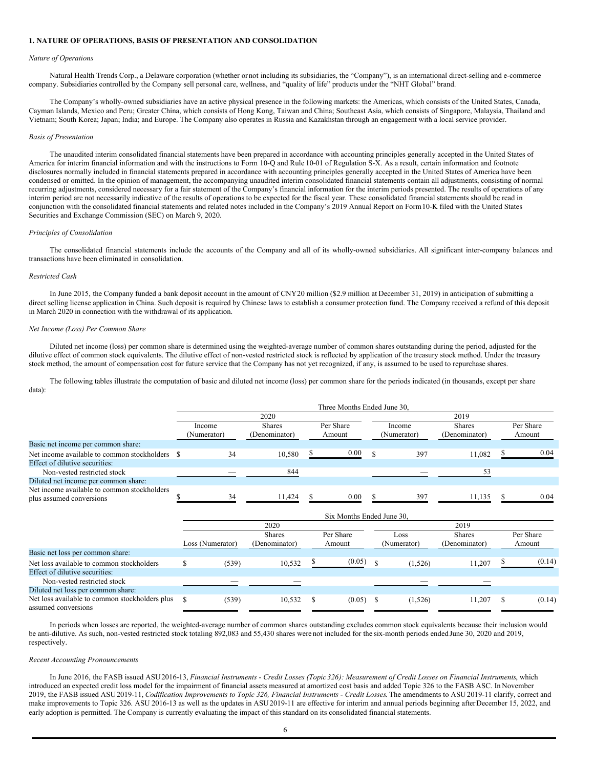## 1. NATURE OF OPERATIONS, BASIS OF PRESENTATION AND CONSOLIDATION

*Nature of Operations*

Natural Health Trends Corp., a Delaware corporation (whether or not including its subsidiaries, the "Company"), is an international direct-selling and e-commerce company. Subsidiaries controlled by the Company sell personal care, wellness, and "quality of life" products under the "NHT Global" brand.

The Company's wholly-owned subsidiaries have an active physical presence in the following markets: the Americas, which consists of the United States, Canada, Cayman Islands, Mexico and Peru; Greater China, which consists of Hong Kong, Taiwan and China; Southeast Asia, which consists of Singapore, Malaysia, Thailand and Vietnam; South Korea; Japan; India; and Europe. The Company also operates in Russia and Kazakhstan through an engagement with a local service provider.

*Basis of Presentation*

The unaudited interim consolidated financial statements have been prepared in accordance with accounting principles generally accepted in the United States of America for interim financial information and with the instructions to Form 10-Q and Rule 10-01 of Regulation S-X. As a result, certain information and footnote disclosures normally included in financial statements prepared in accordance with accounting principles generally accepted in the United States of America have been condensed or omitted. In the opinion of management, the accompanying unaudited interim consolidated financial statements contain all adjustments, consisting of normal recurring adjustments, considered necessary for a fair statement of the Company's financial information for the interim periods presented. The results of operations of any interim period are not necessarily indicative of the results of operations to be expected for the fiscal year. These consolidated financial statements should be read in conjunction with the consolidated financial statements and related notes included in the Company's 2019 Annual Report on Form 10-K filed with the United States Securities and Exchange Commission (SEC) on March 9, 2020.

*Principles of Consolidation*

The consolidated financial statements include the accounts of the Company and all of its wholly-owned subsidiaries. All significant inter-company balances and transactions have been eliminated in consolidation.

*Restricted Cash*

In June 2015, the Company funded a bank deposit account in the amount of CNY20 million ($2.9 million at December 31, 2019) in anticipation of submitting a direct selling license application in China. Such deposit is required by Chinese laws to establish a consumer protection fund. The Company received a refund of this deposit in March 2020 in connection with the withdrawal of its application.

*Net Income (Loss) Per Common Share*

Diluted net income (loss) per common share is determined using the weighted-average number of common shares outstanding during the period, adjusted for the dilutive effect of common stock equivalents. The dilutive effect of non-vested restricted stock is reflected by application of the treasury stock method. Under the treasury stock method, the amount of compensation cost for future service that the Company has not yet recognized, if any, is assumed to be used to repurchase shares.

The following tables illustrate the computation of basic and diluted net income (loss) per common share for the periods indicated (in thousands, except per share data):

| | Three Months Ended June 30, | | | | | |
|---|---|---|---|---|---|---|
| | 2020 | | | 2019 | | |
| | Income (Numerator) | Shares (Denominator) | Per Share Amount | Income (Numerator) | Shares (Denominator) | Per Share Amount |
| Basic net income per common share: | | | | | | |
| Net income available to common stockholders | $ 34 | 10,580 | $ 0.00 | $ 397 | 11,082 | $ 0.04 |
| Effect of dilutive securities: | | | | | | |
| Non-vested restricted stock | — | 844 | | — | 53 | |
| Diluted net income per common share: | | | | | | |
| Net income available to common stockholders plus assumed conversions | $ 34 | 11,424 | $ 0.00 | $ 397 | 11,135 | $ 0.04 |

| | Six Months Ended June 30, | | | | | |
|---|---|---|---|---|---|---|
| | 2020 | | | 2019 | | |
| | Loss (Numerator) | Shares (Denominator) | Per Share Amount | Loss (Numerator) | Shares (Denominator) | Per Share Amount |
| Basic net loss per common share: | | | | | | |
| Net loss available to common stockholders | $ (539) | 10,532 | $ (0.05) | $ (1,526) | 11,207 | $ (0.14) |
| Effect of dilutive securities: | | | | | | |
| Non-vested restricted stock | — | — | | — | — | |
| Diluted net loss per common share: | | | | | | |
| Net loss available to common stockholders plus assumed conversions | $ (539) | 10,532 | $ (0.05) | $ (1,526) | 11,207 | $ (0.14) |

In periods when losses are reported, the weighted-average number of common shares outstanding excludes common stock equivalents because their inclusion would be anti-dilutive. As such, non-vested restricted stock totaling 892,083 and 55,430 shares were not included for the six-month periods ended June 30, 2020 and 2019, respectively.

*Recent Accounting Pronouncements*

In June 2016, the FASB issued ASU 2016-13, *Financial Instruments - Credit Losses (Topic 326): Measurement of Credit Losses on Financial Instruments*, which introduced an expected credit loss model for the impairment of financial assets measured at amortized cost basis and added Topic 326 to the FASB ASC. In November 2019, the FASB issued ASU 2019-11, *Codification Improvements to Topic 326, Financial Instruments - Credit Losses*. The amendments to ASU 2019-11 clarify, correct and make improvements to Topic 326. ASU 2016-13 as well as the updates in ASU 2019-11 are effective for interim and annual periods beginning after December 15, 2022, and early adoption is permitted. The Company is currently evaluating the impact of this standard on its consolidated financial statements.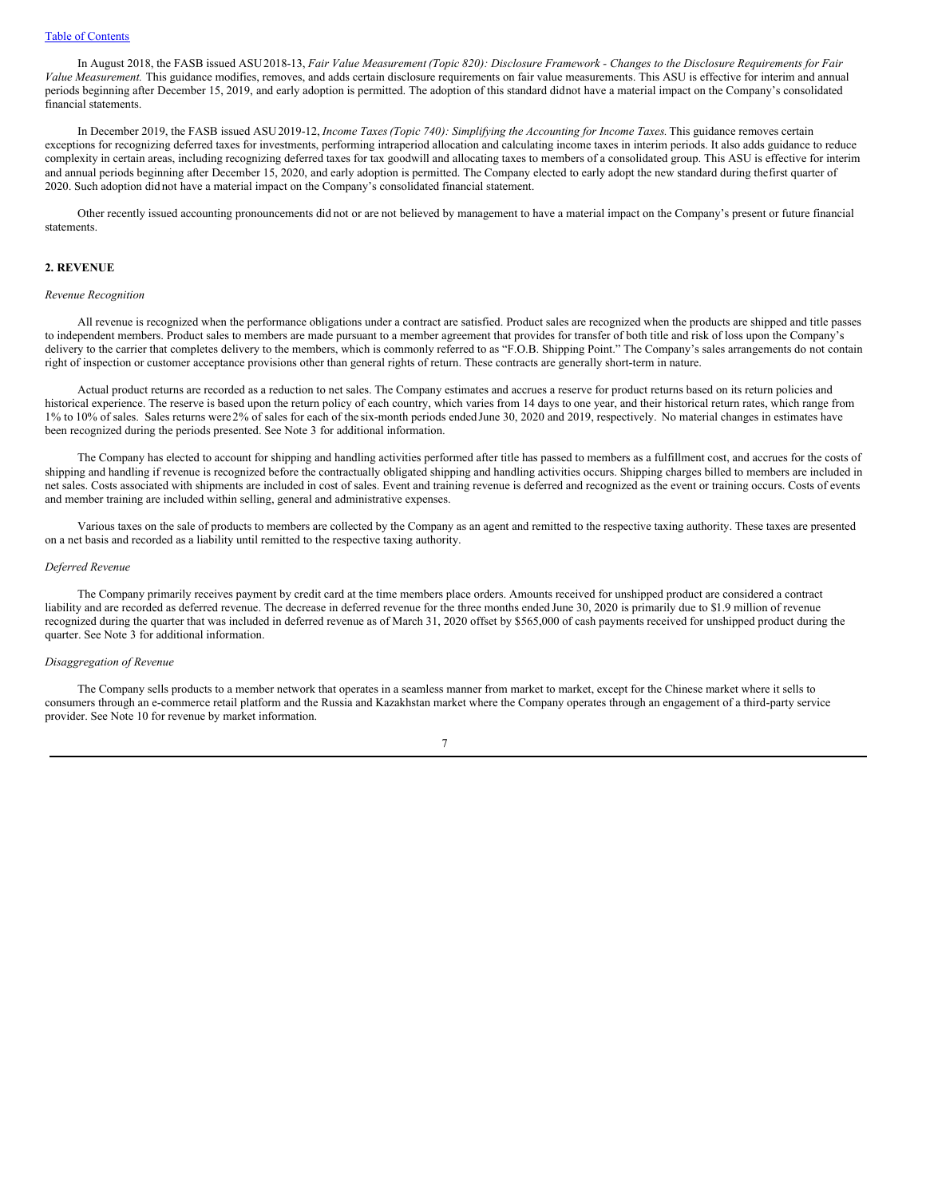In August 2018, the FASB issued ASU 2018-13, *Fair Value Measurement (Topic 820): Disclosure Framework - Changes to the Disclosure Requirements for Fair Value Measurement.* This guidance modifies, removes, and adds certain disclosure requirements on fair value measurements. This ASU is effective for interim and annual periods beginning after December 15, 2019, and early adoption is permitted. The adoption of this standard did not have a material impact on the Company's consolidated financial statements.

In December 2019, the FASB issued ASU 2019-12, *Income Taxes (Topic 740): Simplifying the Accounting for Income Taxes.* This guidance removes certain exceptions for recognizing deferred taxes for investments, performing intraperiod allocation and calculating income taxes in interim periods. It also adds guidance to reduce complexity in certain areas, including recognizing deferred taxes for tax goodwill and allocating taxes to members of a consolidated group. This ASU is effective for interim and annual periods beginning after December 15, 2020, and early adoption is permitted. The Company elected to early adopt the new standard during the first quarter of 2020. Such adoption did not have a material impact on the Company's consolidated financial statement.

Other recently issued accounting pronouncements did not or are not believed by management to have a material impact on the Company's present or future financial statements.

## 2. REVENUE

*Revenue Recognition*

All revenue is recognized when the performance obligations under a contract are satisfied. Product sales are recognized when the products are shipped and title passes to independent members. Product sales to members are made pursuant to a member agreement that provides for transfer of both title and risk of loss upon the Company's delivery to the carrier that completes delivery to the members, which is commonly referred to as "F.O.B. Shipping Point." The Company's sales arrangements do not contain right of inspection or customer acceptance provisions other than general rights of return. These contracts are generally short-term in nature.

Actual product returns are recorded as a reduction to net sales. The Company estimates and accrues a reserve for product returns based on its return policies and historical experience. The reserve is based upon the return policy of each country, which varies from 14 days to one year, and their historical return rates, which range from 1% to 10% of sales. Sales returns were 2% of sales for each of the six-month periods ended June 30, 2020 and 2019, respectively. No material changes in estimates have been recognized during the periods presented. See Note 3 for additional information.

The Company has elected to account for shipping and handling activities performed after title has passed to members as a fulfillment cost, and accrues for the costs of shipping and handling if revenue is recognized before the contractually obligated shipping and handling activities occurs. Shipping charges billed to members are included in net sales. Costs associated with shipments are included in cost of sales. Event and training revenue is deferred and recognized as the event or training occurs. Costs of events and member training are included within selling, general and administrative expenses.

Various taxes on the sale of products to members are collected by the Company as an agent and remitted to the respective taxing authority. These taxes are presented on a net basis and recorded as a liability until remitted to the respective taxing authority.

*Deferred Revenue*

The Company primarily receives payment by credit card at the time members place orders. Amounts received for unshipped product are considered a contract liability and are recorded as deferred revenue. The decrease in deferred revenue for the three months ended June 30, 2020 is primarily due to $1.9 million of revenue recognized during the quarter that was included in deferred revenue as of March 31, 2020 offset by $565,000 of cash payments received for unshipped product during the quarter. See Note 3 for additional information.

*Disaggregation of Revenue*

The Company sells products to a member network that operates in a seamless manner from market to market, except for the Chinese market where it sells to consumers through an e-commerce retail platform and the Russia and Kazakhstan market where the Company operates through an engagement of a third-party service provider. See Note 10 for revenue by market information.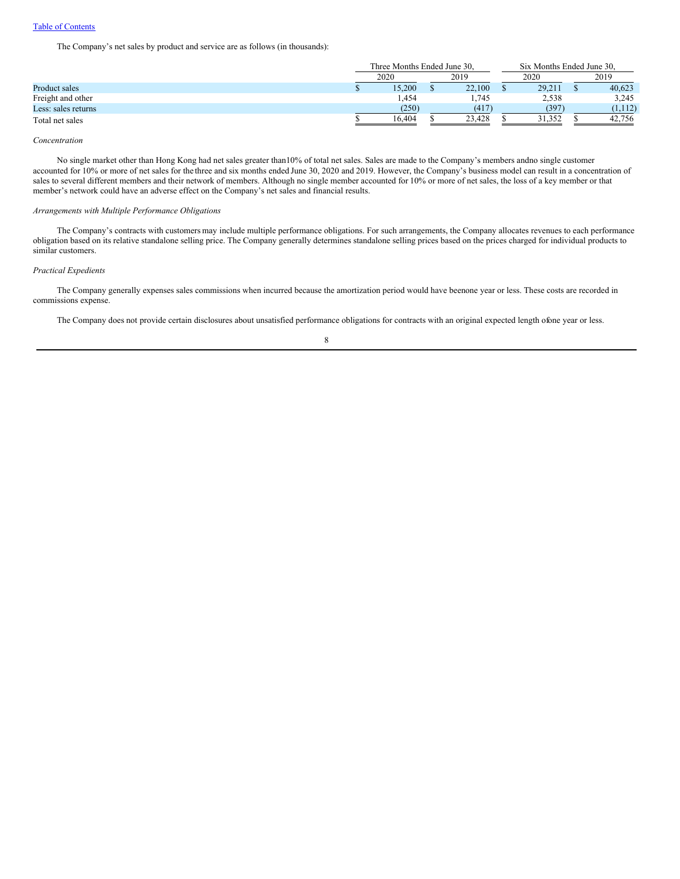The Company's net sales by product and service are as follows (in thousands):

| | Three Months Ended June 30, | | Six Months Ended June 30, | |
|---|---|---|---|---|
| | 2020 | 2019 | 2020 | 2019 |
| Product sales | $ 15,200 | $ 22,100 | $ 29,211 | $ 40,623 |
| Freight and other | 1,454 | 1,745 | 2,538 | 3,245 |
| Less: sales returns | (250) | (417) | (397) | (1,112) |
| Total net sales | $ 16,404 | $ 23,428 | $ 31,352 | $ 42,756 |

*Concentration*

No single market other than Hong Kong had net sales greater than10% of total net sales. Sales are made to the Company's members andno single customer accounted for 10% or more of net sales for the three and six months ended June 30, 2020 and 2019. However, the Company's business model can result in a concentration of sales to several different members and their network of members. Although no single member accounted for 10% or more of net sales, the loss of a key member or that member's network could have an adverse effect on the Company's net sales and financial results.

*Arrangements with Multiple Performance Obligations*

The Company's contracts with customers may include multiple performance obligations. For such arrangements, the Company allocates revenues to each performance obligation based on its relative standalone selling price. The Company generally determines standalone selling prices based on the prices charged for individual products to similar customers.

*Practical Expedients*

The Company generally expenses sales commissions when incurred because the amortization period would have beenone year or less. These costs are recorded in commissions expense.

The Company does not provide certain disclosures about unsatisfied performance obligations for contracts with an original expected length ofone year or less.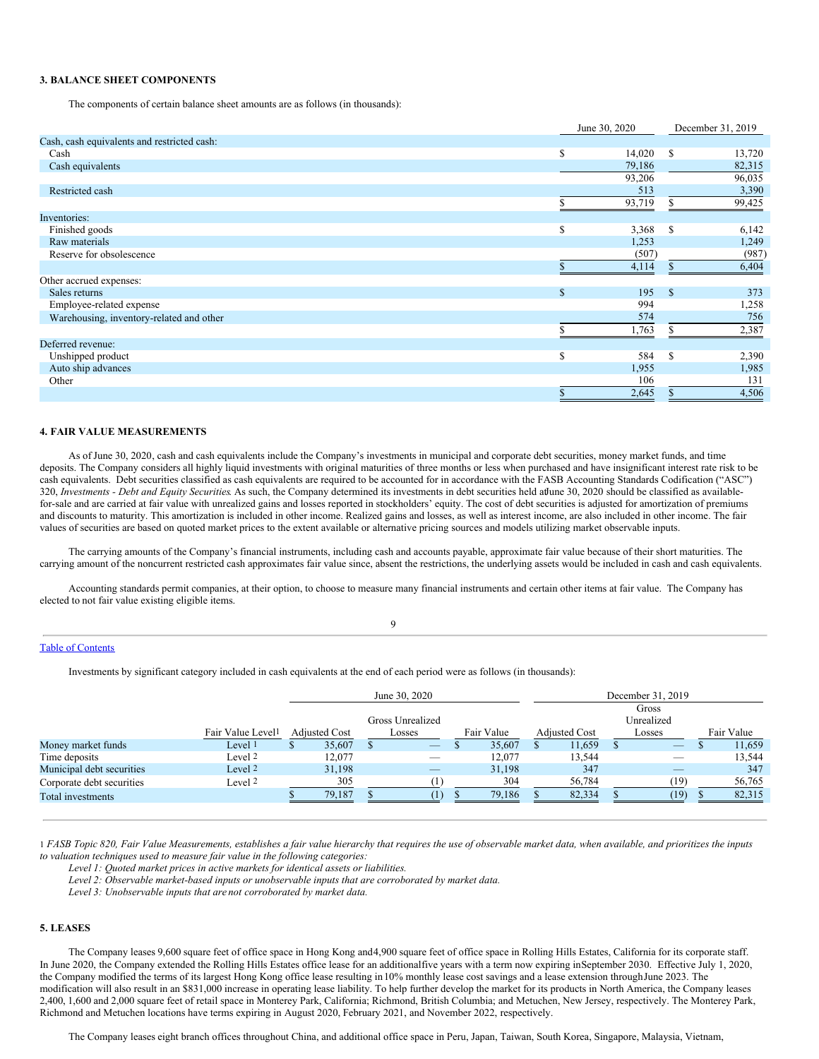### 3. BALANCE SHEET COMPONENTS

The components of certain balance sheet amounts are as follows (in thousands):

| | June 30, 2020 | December 31, 2019 |
|---|---|---|
| Cash, cash equivalents and restricted cash: | | |
| Cash | $ 14,020 | $ 13,720 |
| Cash equivalents | 79,186 | 82,315 |
| | 93,206 | 96,035 |
| Restricted cash | 513 | 3,390 |
| | $ 93,719 | $ 99,425 |
| Inventories: | | |
| Finished goods | $ 3,368 | $ 6,142 |
| Raw materials | 1,253 | 1,249 |
| Reserve for obsolescence | (507) | (987) |
| | $ 4,114 | $ 6,404 |
| Other accrued expenses: | | |
| Sales returns | $ 195 | $ 373 |
| Employee-related expense | 994 | 1,258 |
| Warehousing, inventory-related and other | 574 | 756 |
| | $ 1,763 | $ 2,387 |
| Deferred revenue: | | |
| Unshipped product | $ 584 | $ 2,390 |
| Auto ship advances | 1,955 | 1,985 |
| Other | 106 | 131 |
| | $ 2,645 | $ 4,506 |

### 4. FAIR VALUE MEASUREMENTS

As of June 30, 2020, cash and cash equivalents include the Company's investments in municipal and corporate debt securities, money market funds, and time deposits. The Company considers all highly liquid investments with original maturities of three months or less when purchased and have insignificant interest rate risk to be cash equivalents. Debt securities classified as cash equivalents are required to be accounted for in accordance with the FASB Accounting Standards Codification ("ASC") 320, *Investments - Debt and Equity Securities*. As such, the Company determined its investments in debt securities held at June 30, 2020 should be classified as available-for-sale and are carried at fair value with unrealized gains and losses reported in stockholders' equity. The cost of debt securities is adjusted for amortization of premiums and discounts to maturity. This amortization is included in other income. Realized gains and losses, as well as interest income, are also included in other income. The fair values of securities are based on quoted market prices to the extent available or alternative pricing sources and models utilizing market observable inputs.

The carrying amounts of the Company's financial instruments, including cash and accounts payable, approximate fair value because of their short maturities. The carrying amount of the noncurrent restricted cash approximates fair value since, absent the restrictions, the underlying assets would be included in cash and cash equivalents.

Accounting standards permit companies, at their option, to choose to measure many financial instruments and certain other items at fair value. The Company has elected to not fair value existing eligible items.

Investments by significant category included in cash equivalents at the end of each period were as follows (in thousands):

| | | June 30, 2020 | | | December 31, 2019 | | |
|---|---|---|---|---|---|---|---|
| | Fair Value Level[1] | Adjusted Cost | Gross Unrealized Losses | Fair Value | Adjusted Cost | Gross Unrealized Losses | Fair Value |
| Money market funds | Level 1 | $ 35,607 | $ — | $ 35,607 | $ 11,659 | $ — | $ 11,659 |
| Time deposits | Level 2 | 12,077 | — | 12,077 | 13,544 | — | 13,544 |
| Municipal debt securities | Level 2 | 31,198 | — | 31,198 | 347 | — | 347 |
| Corporate debt securities | Level 2 | 305 | (1) | 304 | 56,784 | (19) | 56,765 |
| Total investments | | $ 79,187 | $ (1) | $ 79,186 | $ 82,334 | $ (19) | $ 82,315 |

[1] *FASB Topic 820, Fair Value Measurements, establishes a fair value hierarchy that requires the use of observable market data, when available, and prioritizes the inputs to valuation techniques used to measure fair value in the following categories:*

*Level 1: Quoted market prices in active markets for identical assets or liabilities.*

*Level 2: Observable market-based inputs or unobservable inputs that are corroborated by market data.*

*Level 3: Unobservable inputs that are not corroborated by market data.*

### 5. LEASES

The Company leases 9,600 square feet of office space in Hong Kong and 4,900 square feet of office space in Rolling Hills Estates, California for its corporate staff. In June 2020, the Company extended the Rolling Hills Estates office lease for an additional five years with a term now expiring in September 2030. Effective July 1, 2020, the Company modified the terms of its largest Hong Kong office lease resulting in 10% monthly lease cost savings and a lease extension through June 2023. The modification will also result in an $831,000 increase in operating lease liability. To help further develop the market for its products in North America, the Company leases 2,400, 1,600 and 2,000 square feet of retail space in Monterey Park, California; Richmond, British Columbia; and Metuchen, New Jersey, respectively. The Monterey Park, Richmond and Metuchen locations have terms expiring in August 2020, February 2021, and November 2022, respectively.

The Company leases eight branch offices throughout China, and additional office space in Peru, Japan, Taiwan, South Korea, Singapore, Malaysia, Vietnam,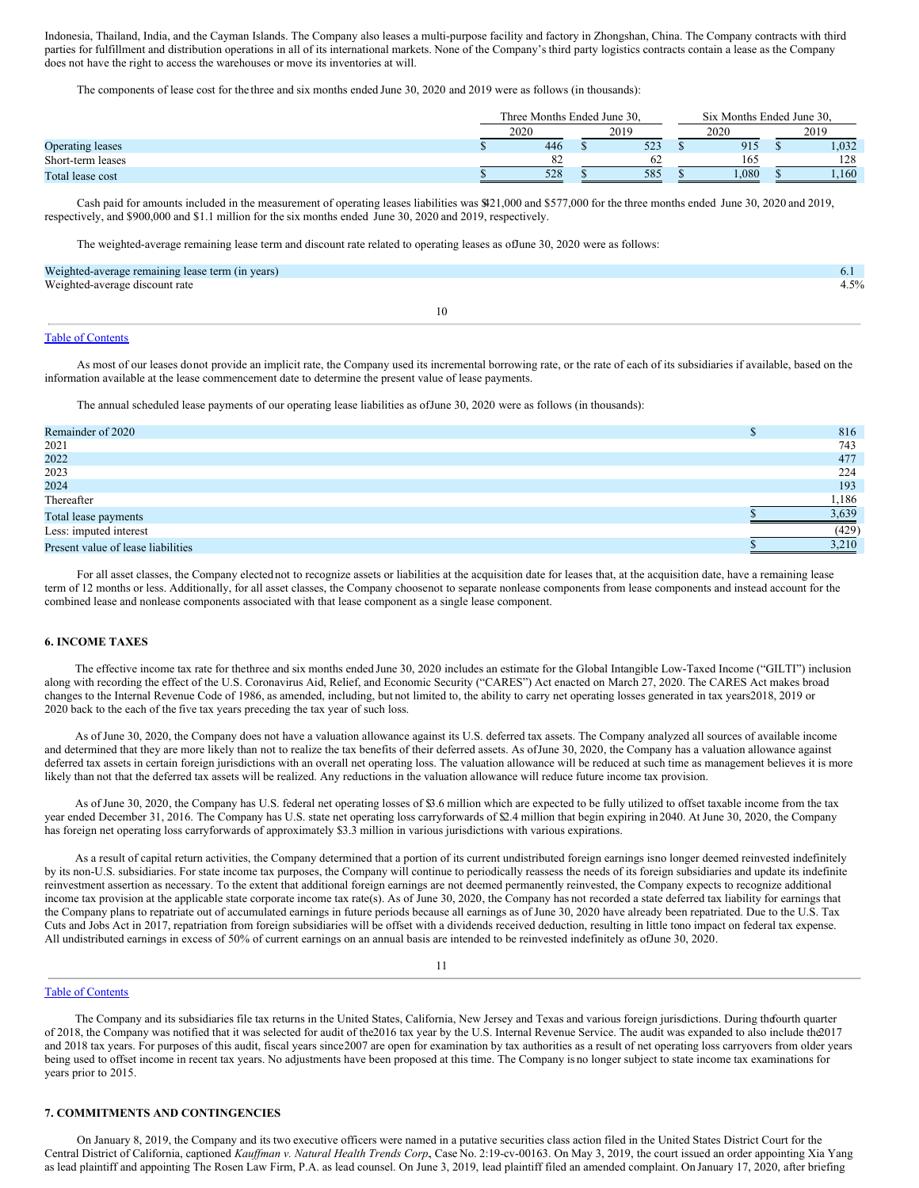Indonesia, Thailand, India, and the Cayman Islands. The Company also leases a multi-purpose facility and factory in Zhongshan, China. The Company contracts with third parties for fulfillment and distribution operations in all of its international markets. None of the Company's third party logistics contracts contain a lease as the Company does not have the right to access the warehouses or move its inventories at will.

The components of lease cost for the three and six months ended June 30, 2020 and 2019 were as follows (in thousands):

| | Three Months Ended June 30, | | Six Months Ended June 30, | |
|---|---|---|---|---|
| | 2020 | 2019 | 2020 | 2019 |
| Operating leases | $ 446 | $ 523 | $ 915 | $ 1,032 |
| Short-term leases | 82 | 62 | 165 | 128 |
| Total lease cost | $ 528 | $ 585 | $ 1,080 | $ 1,160 |

Cash paid for amounts included in the measurement of operating leases liabilities was $421,000 and $577,000 for the three months ended June 30, 2020 and 2019, respectively, and $900,000 and $1.1 million for the six months ended June 30, 2020 and 2019, respectively.

The weighted-average remaining lease term and discount rate related to operating leases as of June 30, 2020 were as follows:

| | |
|---|---|
| Weighted-average remaining lease term (in years) | 6.1 |
| Weighted-average discount rate | 4.5% |

As most of our leases do not provide an implicit rate, the Company used its incremental borrowing rate, or the rate of each of its subsidiaries if available, based on the information available at the lease commencement date to determine the present value of lease payments.

The annual scheduled lease payments of our operating lease liabilities as of June 30, 2020 were as follows (in thousands):

| | |
|---|---|
| Remainder of 2020 | $ 816 |
| 2021 | 743 |
| 2022 | 477 |
| 2023 | 224 |
| 2024 | 193 |
| Thereafter | 1,186 |
| Total lease payments | $ 3,639 |
| Less: imputed interest | (429) |
| Present value of lease liabilities | $ 3,210 |

For all asset classes, the Company elected not to recognize assets or liabilities at the acquisition date for leases that, at the acquisition date, have a remaining lease term of 12 months or less. Additionally, for all asset classes, the Company choose not to separate nonlease components from lease components and instead account for the combined lease and nonlease components associated with that lease component as a single lease component.

## 6. INCOME TAXES

The effective income tax rate for the three and six months ended June 30, 2020 includes an estimate for the Global Intangible Low-Taxed Income ("GILTI") inclusion along with recording the effect of the U.S. Coronavirus Aid, Relief, and Economic Security ("CARES") Act enacted on March 27, 2020. The CARES Act makes broad changes to the Internal Revenue Code of 1986, as amended, including, but not limited to, the ability to carry net operating losses generated in tax years 2018, 2019 or 2020 back to the each of the five tax years preceding the tax year of such loss.

As of June 30, 2020, the Company does not have a valuation allowance against its U.S. deferred tax assets. The Company analyzed all sources of available income and determined that they are more likely than not to realize the tax benefits of their deferred assets. As of June 30, 2020, the Company has a valuation allowance against deferred tax assets in certain foreign jurisdictions with an overall net operating loss. The valuation allowance will be reduced at such time as management believes it is more likely than not that the deferred tax assets will be realized. Any reductions in the valuation allowance will reduce future income tax provision.

As of June 30, 2020, the Company has U.S. federal net operating losses of $3.6 million which are expected to be fully utilized to offset taxable income from the tax year ended December 31, 2016. The Company has U.S. state net operating loss carryforwards of $2.4 million that begin expiring in 2040. At June 30, 2020, the Company has foreign net operating loss carryforwards of approximately $3.3 million in various jurisdictions with various expirations.

As a result of capital return activities, the Company determined that a portion of its current undistributed foreign earnings is no longer deemed reinvested indefinitely by its non-U.S. subsidiaries. For state income tax purposes, the Company will continue to periodically reassess the needs of its foreign subsidiaries and update its indefinite reinvestment assertion as necessary. To the extent that additional foreign earnings are not deemed permanently reinvested, the Company expects to recognize additional income tax provision at the applicable state corporate income tax rate(s). As of June 30, 2020, the Company has not recorded a state deferred tax liability for earnings that the Company plans to repatriate out of accumulated earnings in future periods because all earnings as of June 30, 2020 have already been repatriated. Due to the U.S. Tax Cuts and Jobs Act in 2017, repatriation from foreign subsidiaries will be offset with a dividends received deduction, resulting in little to no impact on federal tax expense. All undistributed earnings in excess of 50% of current earnings on an annual basis are intended to be reinvested indefinitely as of June 30, 2020.

The Company and its subsidiaries file tax returns in the United States, California, New Jersey and Texas and various foreign jurisdictions. During the fourth quarter of 2018, the Company was notified that it was selected for audit of the 2016 tax year by the U.S. Internal Revenue Service. The audit was expanded to also include the 2017 and 2018 tax years. For purposes of this audit, fiscal years since 2007 are open for examination by tax authorities as a result of net operating loss carryovers from older years being used to offset income in recent tax years. No adjustments have been proposed at this time. The Company is no longer subject to state income tax examinations for years prior to 2015.

## 7. COMMITMENTS AND CONTINGENCIES

On January 8, 2019, the Company and its two executive officers were named in a putative securities class action filed in the United States District Court for the Central District of California, captioned *Kauffman v. Natural Health Trends Corp.*, Case No. 2:19-cv-00163. On May 3, 2019, the court issued an order appointing Xia Yang as lead plaintiff and appointing The Rosen Law Firm, P.A. as lead counsel. On June 3, 2019, lead plaintiff filed an amended complaint. On January 17, 2020, after briefing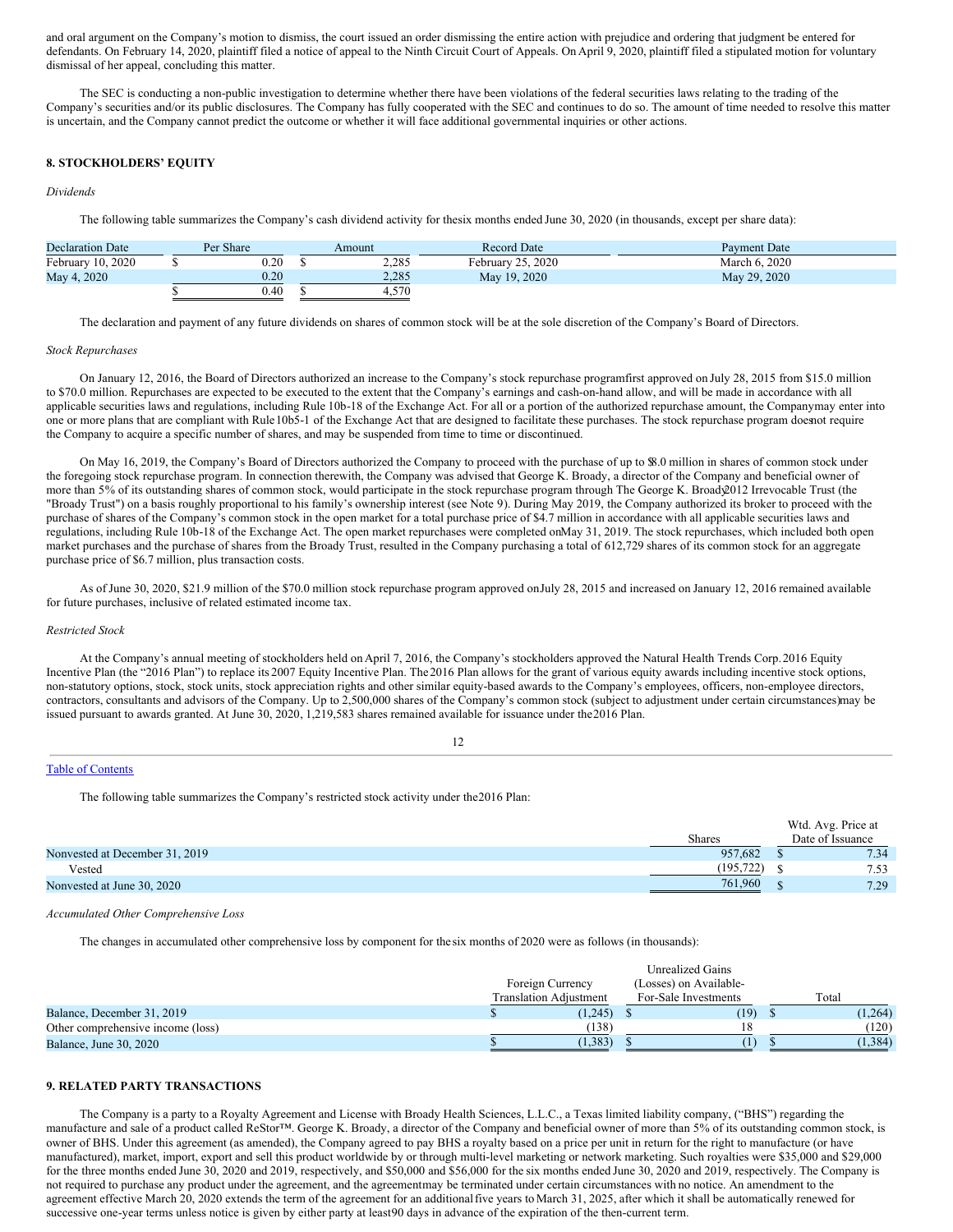and oral argument on the Company's motion to dismiss, the court issued an order dismissing the entire action with prejudice and ordering that judgment be entered for defendants. On February 14, 2020, plaintiff filed a notice of appeal to the Ninth Circuit Court of Appeals. On April 9, 2020, plaintiff filed a stipulated motion for voluntary dismissal of her appeal, concluding this matter.

The SEC is conducting a non-public investigation to determine whether there have been violations of the federal securities laws relating to the trading of the Company's securities and/or its public disclosures. The Company has fully cooperated with the SEC and continues to do so. The amount of time needed to resolve this matter is uncertain, and the Company cannot predict the outcome or whether it will face additional governmental inquiries or other actions.

## 8. STOCKHOLDERS' EQUITY

*Dividends*

The following table summarizes the Company's cash dividend activity for the six months ended June 30, 2020 (in thousands, except per share data):

| Declaration Date | Per Share | Amount | Record Date | Payment Date |
|---|---|---|---|---|
| February 10, 2020 | $ 0.20 | $ 2,285 | February 25, 2020 | March 6, 2020 |
| May 4, 2020 | 0.20 | 2,285 | May 19, 2020 | May 29, 2020 |
| | $ 0.40 | $ 4,570 | | |

The declaration and payment of any future dividends on shares of common stock will be at the sole discretion of the Company's Board of Directors.

*Stock Repurchases*

On January 12, 2016, the Board of Directors authorized an increase to the Company's stock repurchase program first approved on July 28, 2015 from $15.0 million to $70.0 million. Repurchases are expected to be executed to the extent that the Company's earnings and cash-on-hand allow, and will be made in accordance with all applicable securities laws and regulations, including Rule 10b-18 of the Exchange Act. For all or a portion of the authorized repurchase amount, the Company may enter into one or more plans that are compliant with Rule 10b5-1 of the Exchange Act that are designed to facilitate these purchases. The stock repurchase program does not require the Company to acquire a specific number of shares, and may be suspended from time to time or discontinued.

On May 16, 2019, the Company's Board of Directors authorized the Company to proceed with the purchase of up to $8.0 million in shares of common stock under the foregoing stock repurchase program. In connection therewith, the Company was advised that George K. Broady, a director of the Company and beneficial owner of more than 5% of its outstanding shares of common stock, would participate in the stock repurchase program through The George K. Broady 2012 Irrevocable Trust (the "Broady Trust") on a basis roughly proportional to his family's ownership interest (see Note 9). During May 2019, the Company authorized its broker to proceed with the purchase of shares of the Company's common stock in the open market for a total purchase price of $4.7 million in accordance with all applicable securities laws and regulations, including Rule 10b-18 of the Exchange Act. The open market repurchases were completed on May 31, 2019. The stock repurchases, which included both open market purchases and the purchase of shares from the Broady Trust, resulted in the Company purchasing a total of 612,729 shares of its common stock for an aggregate purchase price of $6.7 million, plus transaction costs.

As of June 30, 2020, $21.9 million of the $70.0 million stock repurchase program approved on July 28, 2015 and increased on January 12, 2016 remained available for future purchases, inclusive of related estimated income tax.

*Restricted Stock*

At the Company's annual meeting of stockholders held on April 7, 2016, the Company's stockholders approved the Natural Health Trends Corp. 2016 Equity Incentive Plan (the "2016 Plan") to replace its 2007 Equity Incentive Plan. The 2016 Plan allows for the grant of various equity awards including incentive stock options, non-statutory options, stock, stock units, stock appreciation rights and other similar equity-based awards to the Company's employees, officers, non-employee directors, contractors, consultants and advisors of the Company. Up to 2,500,000 shares of the Company's common stock (subject to adjustment under certain circumstances) may be issued pursuant to awards granted. At June 30, 2020, 1,219,583 shares remained available for issuance under the 2016 Plan.

The following table summarizes the Company's restricted stock activity under the 2016 Plan:

| | Shares | Wtd. Avg. Price at Date of Issuance |
|---|---|---|
| Nonvested at December 31, 2019 | 957,682 | $ 7.34 |
| Vested | (195,722) | $ 7.53 |
| Nonvested at June 30, 2020 | 761,960 | $ 7.29 |

*Accumulated Other Comprehensive Loss*

The changes in accumulated other comprehensive loss by component for the six months of 2020 were as follows (in thousands):

| | Foreign Currency Translation Adjustment | Unrealized Gains (Losses) on Available-For-Sale Investments | Total |
|---|---|---|---|
| Balance, December 31, 2019 | $ (1,245) | $ (19) | $ (1,264) |
| Other comprehensive income (loss) | (138) | 18 | (120) |
| Balance, June 30, 2020 | $ (1,383) | $ (1) | $ (1,384) |

## 9. RELATED PARTY TRANSACTIONS

The Company is a party to a Royalty Agreement and License with Broady Health Sciences, L.L.C., a Texas limited liability company, ("BHS") regarding the manufacture and sale of a product called ReStor™. George K. Broady, a director of the Company and beneficial owner of more than 5% of its outstanding common stock, is owner of BHS. Under this agreement (as amended), the Company agreed to pay BHS a royalty based on a price per unit in return for the right to manufacture (or have manufactured), market, import, export and sell this product worldwide by or through multi-level marketing or network marketing. Such royalties were $35,000 and $29,000 for the three months ended June 30, 2020 and 2019, respectively, and $50,000 and $56,000 for the six months ended June 30, 2020 and 2019, respectively. The Company is not required to purchase any product under the agreement, and the agreement may be terminated under certain circumstances with no notice. An amendment to the agreement effective March 20, 2020 extends the term of the agreement for an additional five years to March 31, 2025, after which it shall be automatically renewed for successive one-year terms unless notice is given by either party at least 90 days in advance of the expiration of the then-current term.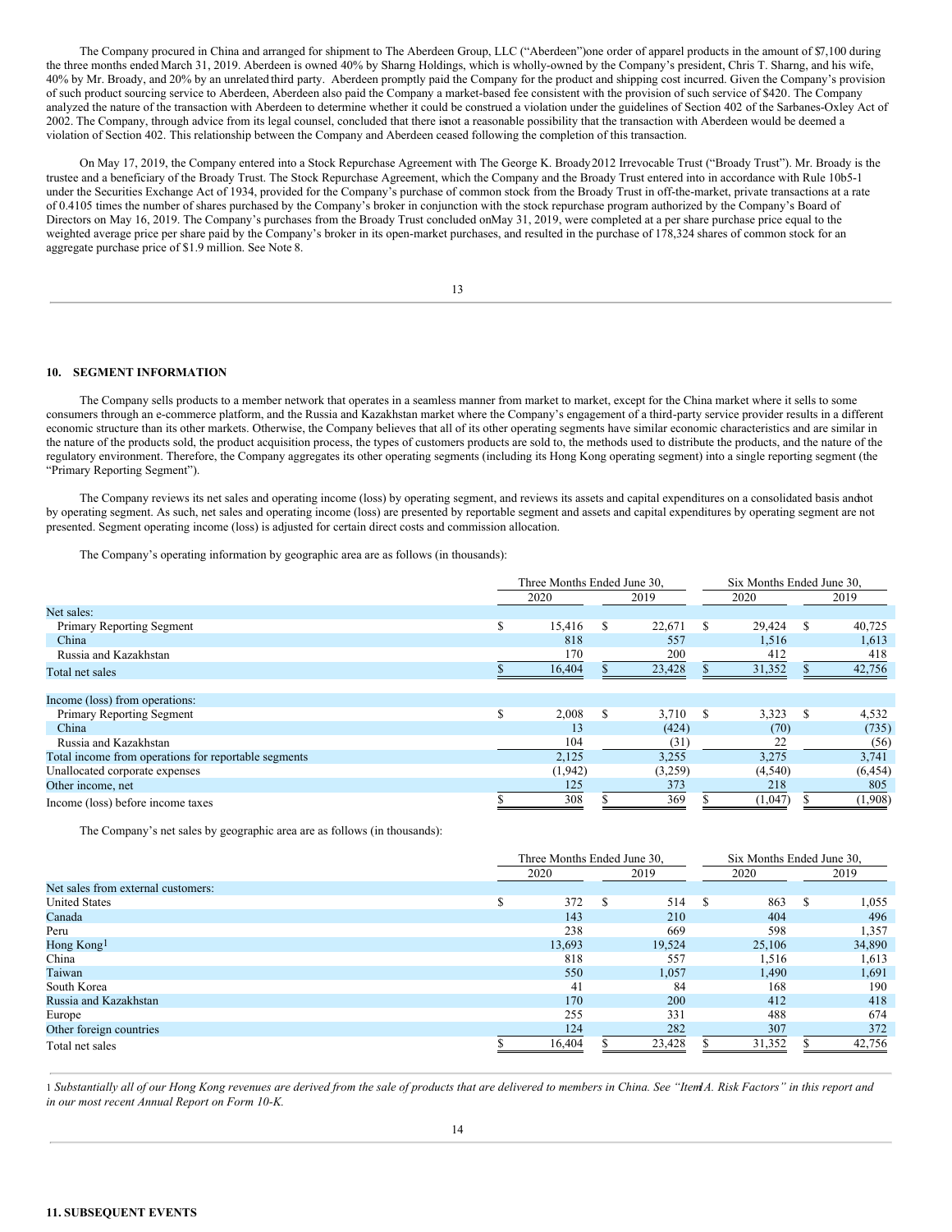The Company procured in China and arranged for shipment to The Aberdeen Group, LLC ("Aberdeen") one order of apparel products in the amount of $7,100 during the three months ended March 31, 2019. Aberdeen is owned 40% by Sharng Holdings, which is wholly-owned by the Company's president, Chris T. Sharng, and his wife, 40% by Mr. Broady, and 20% by an unrelated third party. Aberdeen promptly paid the Company for the product and shipping cost incurred. Given the Company's provision of such product sourcing service to Aberdeen, Aberdeen also paid the Company a market-based fee consistent with the provision of such service of $420. The Company analyzed the nature of the transaction with Aberdeen to determine whether it could be construed a violation under the guidelines of Section 402 of the Sarbanes-Oxley Act of 2002. The Company, through advice from its legal counsel, concluded that there is not a reasonable possibility that the transaction with Aberdeen would be deemed a violation of Section 402. This relationship between the Company and Aberdeen ceased following the completion of this transaction.

On May 17, 2019, the Company entered into a Stock Repurchase Agreement with The George K. Broady 2012 Irrevocable Trust ("Broady Trust"). Mr. Broady is the trustee and a beneficiary of the Broady Trust. The Stock Repurchase Agreement, which the Company and the Broady Trust entered into in accordance with Rule 10b5-1 under the Securities Exchange Act of 1934, provided for the Company's purchase of common stock from the Broady Trust in off-the-market, private transactions at a rate of 0.4105 times the number of shares purchased by the Company's broker in conjunction with the stock repurchase program authorized by the Company's Board of Directors on May 16, 2019. The Company's purchases from the Broady Trust concluded on May 31, 2019, were completed at a per share purchase price equal to the weighted average price per share paid by the Company's broker in its open-market purchases, and resulted in the purchase of 178,324 shares of common stock for an aggregate purchase price of $1.9 million. See Note 8.

## 10. SEGMENT INFORMATION

The Company sells products to a member network that operates in a seamless manner from market to market, except for the China market where it sells to some consumers through an e-commerce platform, and the Russia and Kazakhstan market where the Company's engagement of a third-party service provider results in a different economic structure than its other markets. Otherwise, the Company believes that all of its other operating segments have similar economic characteristics and are similar in the nature of the products sold, the product acquisition process, the types of customers products are sold to, the methods used to distribute the products, and the nature of the regulatory environment. Therefore, the Company aggregates its other operating segments (including its Hong Kong operating segment) into a single reporting segment (the "Primary Reporting Segment").

The Company reviews its net sales and operating income (loss) by operating segment, and reviews its assets and capital expenditures on a consolidated basis and not by operating segment. As such, net sales and operating income (loss) are presented by reportable segment and assets and capital expenditures by operating segment are not presented. Segment operating income (loss) is adjusted for certain direct costs and commission allocation.

The Company's operating information by geographic area are as follows (in thousands):

| | Three Months Ended June 30, | | Six Months Ended June 30, | |
|---|---|---|---|---|
| | 2020 | 2019 | 2020 | 2019 |
| Net sales: | | | | |
| Primary Reporting Segment | $ 15,416 | $ 22,671 | $ 29,424 | $ 40,725 |
| China | 818 | 557 | 1,516 | 1,613 |
| Russia and Kazakhstan | 170 | 200 | 412 | 418 |
| Total net sales | $ 16,404 | $ 23,428 | $ 31,352 | $ 42,756 |
| Income (loss) from operations: | | | | |
| Primary Reporting Segment | $ 2,008 | $ 3,710 | $ 3,323 | $ 4,532 |
| China | 13 | (424) | (70) | (735) |
| Russia and Kazakhstan | 104 | (31) | 22 | (56) |
| Total income from operations for reportable segments | 2,125 | 3,255 | 3,275 | 3,741 |
| Unallocated corporate expenses | (1,942) | (3,259) | (4,540) | (6,454) |
| Other income, net | 125 | 373 | 218 | 805 |
| Income (loss) before income taxes | $ 308 | $ 369 | $ (1,047) | $ (1,908) |

The Company's net sales by geographic area are as follows (in thousands):

| | Three Months Ended June 30, | | Six Months Ended June 30, | |
|---|---|---|---|---|
| | 2020 | 2019 | 2020 | 2019 |
| Net sales from external customers: | | | | |
| United States | $ 372 | $ 514 | $ 863 | $ 1,055 |
| Canada | 143 | 210 | 404 | 496 |
| Peru | 238 | 669 | 598 | 1,357 |
| Hong Kong[1] | 13,693 | 19,524 | 25,106 | 34,890 |
| China | 818 | 557 | 1,516 | 1,613 |
| Taiwan | 550 | 1,057 | 1,490 | 1,691 |
| South Korea | 41 | 84 | 168 | 190 |
| Russia and Kazakhstan | 170 | 200 | 412 | 418 |
| Europe | 255 | 331 | 488 | 674 |
| Other foreign countries | 124 | 282 | 307 | 372 |
| Total net sales | $ 16,404 | $ 23,428 | $ 31,352 | $ 42,756 |

[1] *Substantially all of our Hong Kong revenues are derived from the sale of products that are delivered to members in China. See "Item 1A. Risk Factors" in this report and in our most recent Annual Report on Form 10-K.*

## 11. SUBSEQUENT EVENTS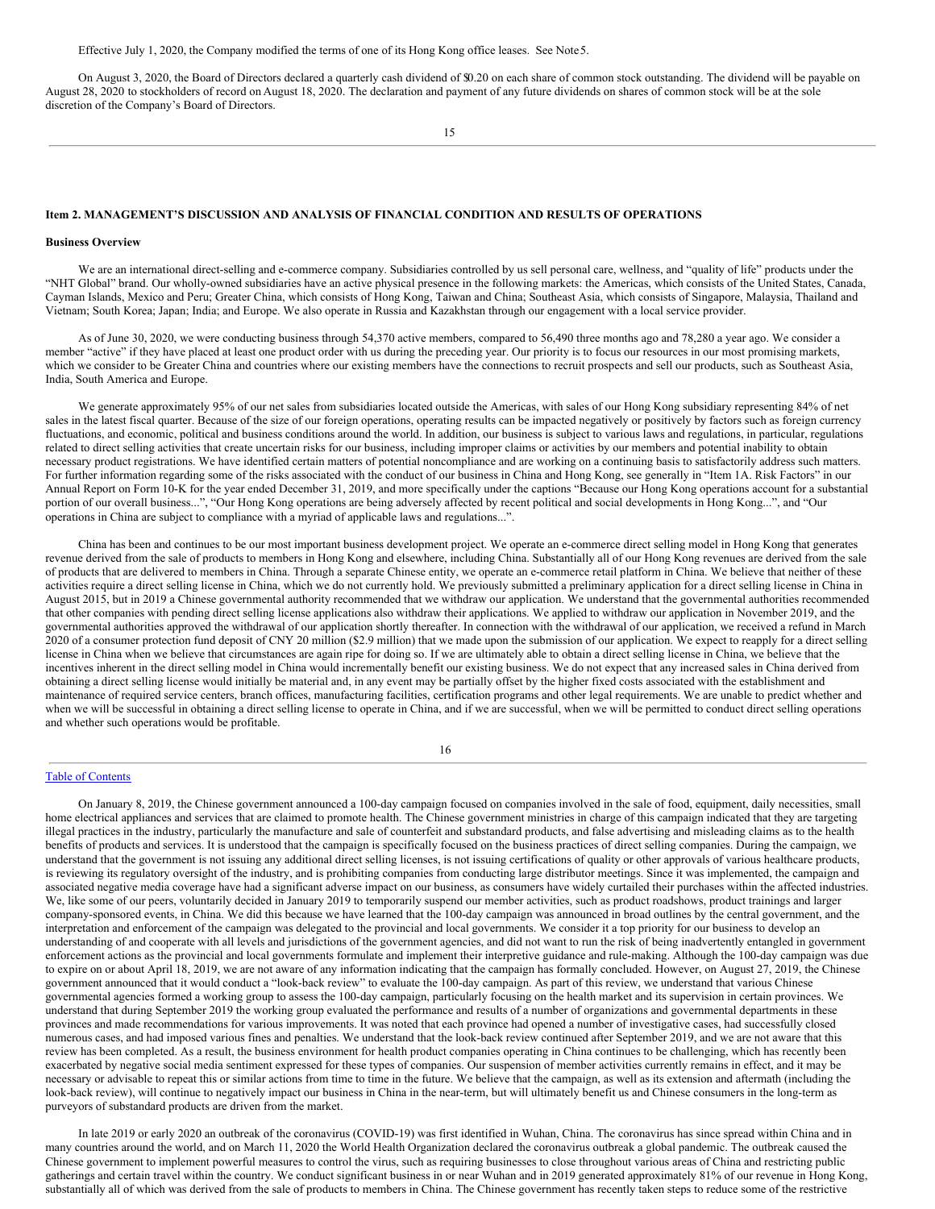Effective July 1, 2020, the Company modified the terms of one of its Hong Kong office leases. See Note 5.

On August 3, 2020, the Board of Directors declared a quarterly cash dividend of $0.20 on each share of common stock outstanding. The dividend will be payable on August 28, 2020 to stockholders of record on August 18, 2020. The declaration and payment of any future dividends on shares of common stock will be at the sole discretion of the Company's Board of Directors.

## Item 2. MANAGEMENT'S DISCUSSION AND ANALYSIS OF FINANCIAL CONDITION AND RESULTS OF OPERATIONS

### Business Overview

We are an international direct-selling and e-commerce company. Subsidiaries controlled by us sell personal care, wellness, and "quality of life" products under the "NHT Global" brand. Our wholly-owned subsidiaries have an active physical presence in the following markets: the Americas, which consists of the United States, Canada, Cayman Islands, Mexico and Peru; Greater China, which consists of Hong Kong, Taiwan and China; Southeast Asia, which consists of Singapore, Malaysia, Thailand and Vietnam; South Korea; Japan; India; and Europe. We also operate in Russia and Kazakhstan through our engagement with a local service provider.

As of June 30, 2020, we were conducting business through 54,370 active members, compared to 56,490 three months ago and 78,280 a year ago. We consider a member "active" if they have placed at least one product order with us during the preceding year. Our priority is to focus our resources in our most promising markets, which we consider to be Greater China and countries where our existing members have the connections to recruit prospects and sell our products, such as Southeast Asia, India, South America and Europe.

We generate approximately 95% of our net sales from subsidiaries located outside the Americas, with sales of our Hong Kong subsidiary representing 84% of net sales in the latest fiscal quarter. Because of the size of our foreign operations, operating results can be impacted negatively or positively by factors such as foreign currency fluctuations, and economic, political and business conditions around the world. In addition, our business is subject to various laws and regulations, in particular, regulations related to direct selling activities that create uncertain risks for our business, including improper claims or activities by our members and potential inability to obtain necessary product registrations. We have identified certain matters of potential noncompliance and are working on a continuing basis to satisfactorily address such matters. For further information regarding some of the risks associated with the conduct of our business in China and Hong Kong, see generally in "Item 1A. Risk Factors" in our Annual Report on Form 10-K for the year ended December 31, 2019, and more specifically under the captions "Because our Hong Kong operations account for a substantial portion of our overall business...", "Our Hong Kong operations are being adversely affected by recent political and social developments in Hong Kong...", and "Our operations in China are subject to compliance with a myriad of applicable laws and regulations...".

China has been and continues to be our most important business development project. We operate an e-commerce direct selling model in Hong Kong that generates revenue derived from the sale of products to members in Hong Kong and elsewhere, including China. Substantially all of our Hong Kong revenues are derived from the sale of products that are delivered to members in China. Through a separate Chinese entity, we operate an e-commerce retail platform in China. We believe that neither of these activities require a direct selling license in China, which we do not currently hold. We previously submitted a preliminary application for a direct selling license in China in August 2015, but in 2019 a Chinese governmental authority recommended that we withdraw our application. We understand that the governmental authorities recommended that other companies with pending direct selling license applications also withdraw their applications. We applied to withdraw our application in November 2019, and the governmental authorities approved the withdrawal of our application shortly thereafter. In connection with the withdrawal of our application, we received a refund in March 2020 of a consumer protection fund deposit of CNY 20 million ($2.9 million) that we made upon the submission of our application. We expect to reapply for a direct selling license in China when we believe that circumstances are again ripe for doing so. If we are ultimately able to obtain a direct selling license in China, we believe that the incentives inherent in the direct selling model in China would incrementally benefit our existing business. We do not expect that any increased sales in China derived from obtaining a direct selling license would initially be material and, in any event may be partially offset by the higher fixed costs associated with the establishment and maintenance of required service centers, branch offices, manufacturing facilities, certification programs and other legal requirements. We are unable to predict whether and when we will be successful in obtaining a direct selling license to operate in China, and if we are successful, when we will be permitted to conduct direct selling operations and whether such operations would be profitable.

On January 8, 2019, the Chinese government announced a 100-day campaign focused on companies involved in the sale of food, equipment, daily necessities, small home electrical appliances and services that are claimed to promote health. The Chinese government ministries in charge of this campaign indicated that they are targeting illegal practices in the industry, particularly the manufacture and sale of counterfeit and substandard products, and false advertising and misleading claims as to the health benefits of products and services. It is understood that the campaign is specifically focused on the business practices of direct selling companies. During the campaign, we understand that the government is not issuing any additional direct selling licenses, is not issuing certifications of quality or other approvals of various healthcare products, is reviewing its regulatory oversight of the industry, and is prohibiting companies from conducting large distributor meetings. Since it was implemented, the campaign and associated negative media coverage have had a significant adverse impact on our business, as consumers have widely curtailed their purchases within the affected industries. We, like some of our peers, voluntarily decided in January 2019 to temporarily suspend our member activities, such as product roadshows, product trainings and larger company-sponsored events, in China. We did this because we have learned that the 100-day campaign was announced in broad outlines by the central government, and the interpretation and enforcement of the campaign was delegated to the provincial and local governments. We consider it a top priority for our business to develop an understanding of and cooperate with all levels and jurisdictions of the government agencies, and did not want to run the risk of being inadvertently entangled in government enforcement actions as the provincial and local governments formulate and implement their interpretive guidance and rule-making. Although the 100-day campaign was due to expire on or about April 18, 2019, we are not aware of any information indicating that the campaign has formally concluded. However, on August 27, 2019, the Chinese government announced that it would conduct a "look-back review" to evaluate the 100-day campaign. As part of this review, we understand that various Chinese governmental agencies formed a working group to assess the 100-day campaign, particularly focusing on the health market and its supervision in certain provinces. We understand that during September 2019 the working group evaluated the performance and results of a number of organizations and governmental departments in these provinces and made recommendations for various improvements. It was noted that each province had opened a number of investigative cases, had successfully closed numerous cases, and had imposed various fines and penalties. We understand that the look-back review continued after September 2019, and we are not aware that this review has been completed. As a result, the business environment for health product companies operating in China continues to be challenging, which has recently been exacerbated by negative social media sentiment expressed for these types of companies. Our suspension of member activities currently remains in effect, and it may be necessary or advisable to repeat this or similar actions from time to time in the future. We believe that the campaign, as well as its extension and aftermath (including the look-back review), will continue to negatively impact our business in China in the near-term, but will ultimately benefit us and Chinese consumers in the long-term as purveyors of substandard products are driven from the market.

In late 2019 or early 2020 an outbreak of the coronavirus (COVID-19) was first identified in Wuhan, China. The coronavirus has since spread within China and in many countries around the world, and on March 11, 2020 the World Health Organization declared the coronavirus outbreak a global pandemic. The outbreak caused the Chinese government to implement powerful measures to control the virus, such as requiring businesses to close throughout various areas of China and restricting public gatherings and certain travel within the country. We conduct significant business in or near Wuhan and in 2019 generated approximately 81% of our revenue in Hong Kong, substantially all of which was derived from the sale of products to members in China. The Chinese government has recently taken steps to reduce some of the restrictive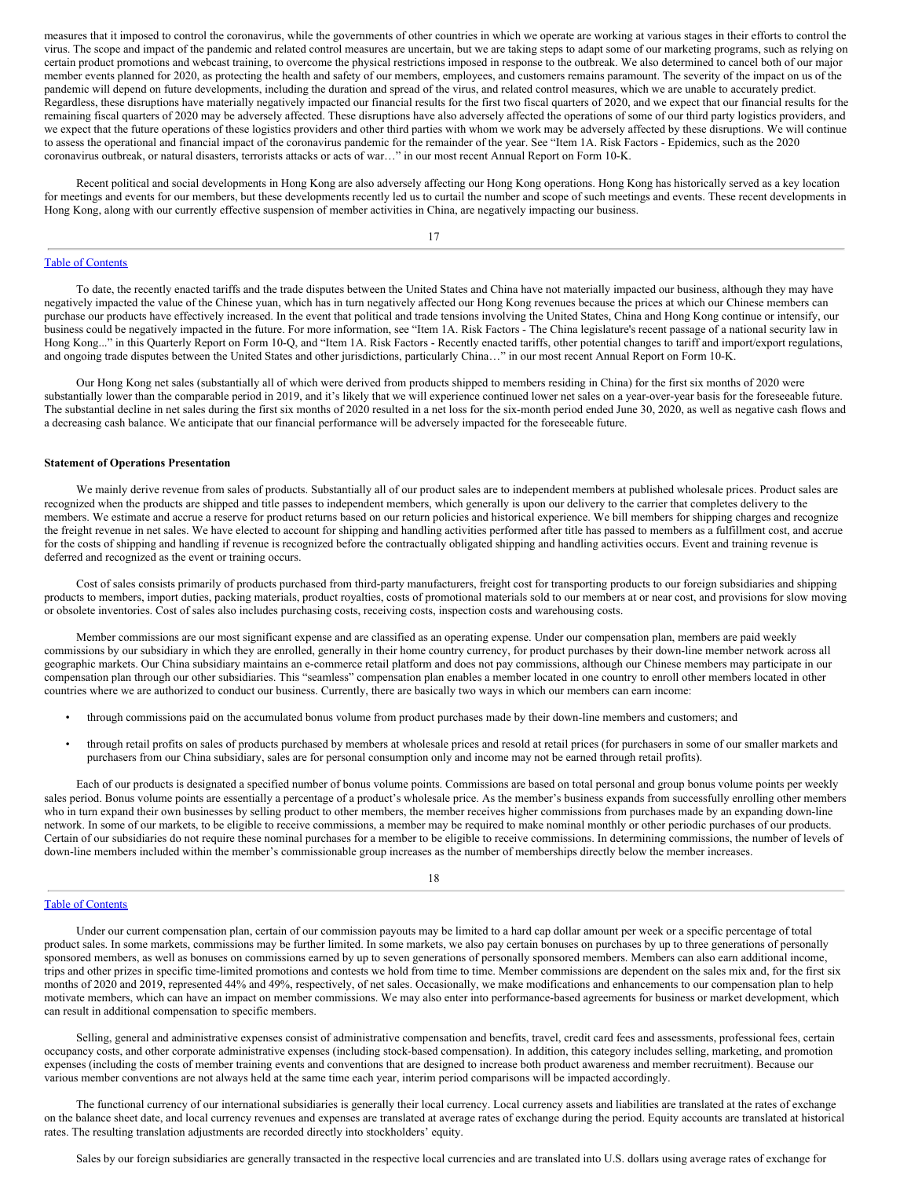measures that it imposed to control the coronavirus, while the governments of other countries in which we operate are working at various stages in their efforts to control the virus. The scope and impact of the pandemic and related control measures are uncertain, but we are taking steps to adapt some of our marketing programs, such as relying on certain product promotions and webcast training, to overcome the physical restrictions imposed in response to the outbreak. We also determined to cancel both of our major member events planned for 2020, as protecting the health and safety of our members, employees, and customers remains paramount. The severity of the impact on us of the pandemic will depend on future developments, including the duration and spread of the virus, and related control measures, which we are unable to accurately predict. Regardless, these disruptions have materially negatively impacted our financial results for the first two fiscal quarters of 2020, and we expect that our financial results for the remaining fiscal quarters of 2020 may be adversely affected. These disruptions have also adversely affected the operations of some of our third party logistics providers, and we expect that the future operations of these logistics providers and other third parties with whom we work may be adversely affected by these disruptions. We will continue to assess the operational and financial impact of the coronavirus pandemic for the remainder of the year. See "Item 1A. Risk Factors - Epidemics, such as the 2020 coronavirus outbreak, or natural disasters, terrorists attacks or acts of war…" in our most recent Annual Report on Form 10-K.

Recent political and social developments in Hong Kong are also adversely affecting our Hong Kong operations. Hong Kong has historically served as a key location for meetings and events for our members, but these developments recently led us to curtail the number and scope of such meetings and events. These recent developments in Hong Kong, along with our currently effective suspension of member activities in China, are negatively impacting our business.

To date, the recently enacted tariffs and the trade disputes between the United States and China have not materially impacted our business, although they may have negatively impacted the value of the Chinese yuan, which has in turn negatively affected our Hong Kong revenues because the prices at which our Chinese members can purchase our products have effectively increased. In the event that political and trade tensions involving the United States, China and Hong Kong continue or intensify, our business could be negatively impacted in the future. For more information, see "Item 1A. Risk Factors - The China legislature's recent passage of a national security law in Hong Kong..." in this Quarterly Report on Form 10-Q, and "Item 1A. Risk Factors - Recently enacted tariffs, other potential changes to tariff and import/export regulations, and ongoing trade disputes between the United States and other jurisdictions, particularly China…" in our most recent Annual Report on Form 10-K.

Our Hong Kong net sales (substantially all of which were derived from products shipped to members residing in China) for the first six months of 2020 were substantially lower than the comparable period in 2019, and it's likely that we will experience continued lower net sales on a year-over-year basis for the foreseeable future. The substantial decline in net sales during the first six months of 2020 resulted in a net loss for the six-month period ended June 30, 2020, as well as negative cash flows and a decreasing cash balance. We anticipate that our financial performance will be adversely impacted for the foreseeable future.

**Statement of Operations Presentation**

We mainly derive revenue from sales of products. Substantially all of our product sales are to independent members at published wholesale prices. Product sales are recognized when the products are shipped and title passes to independent members, which generally is upon our delivery to the carrier that completes delivery to the members. We estimate and accrue a reserve for product returns based on our return policies and historical experience. We bill members for shipping charges and recognize the freight revenue in net sales. We have elected to account for shipping and handling activities performed after title has passed to members as a fulfillment cost, and accrue for the costs of shipping and handling if revenue is recognized before the contractually obligated shipping and handling activities occurs. Event and training revenue is deferred and recognized as the event or training occurs.

Cost of sales consists primarily of products purchased from third-party manufacturers, freight cost for transporting products to our foreign subsidiaries and shipping products to members, import duties, packing materials, product royalties, costs of promotional materials sold to our members at or near cost, and provisions for slow moving or obsolete inventories. Cost of sales also includes purchasing costs, receiving costs, inspection costs and warehousing costs.

Member commissions are our most significant expense and are classified as an operating expense. Under our compensation plan, members are paid weekly commissions by our subsidiary in which they are enrolled, generally in their home country currency, for product purchases by their down-line member network across all geographic markets. Our China subsidiary maintains an e-commerce retail platform and does not pay commissions, although our Chinese members may participate in our compensation plan through our other subsidiaries. This "seamless" compensation plan enables a member located in one country to enroll other members located in other countries where we are authorized to conduct our business. Currently, there are basically two ways in which our members can earn income:

- through commissions paid on the accumulated bonus volume from product purchases made by their down-line members and customers; and
- through retail profits on sales of products purchased by members at wholesale prices and resold at retail prices (for purchasers in some of our smaller markets and purchasers from our China subsidiary, sales are for personal consumption only and income may not be earned through retail profits).

Each of our products is designated a specified number of bonus volume points. Commissions are based on total personal and group bonus volume points per weekly sales period. Bonus volume points are essentially a percentage of a product's wholesale price. As the member's business expands from successfully enrolling other members who in turn expand their own businesses by selling product to other members, the member receives higher commissions from purchases made by an expanding down-line network. In some of our markets, to be eligible to receive commissions, a member may be required to make nominal monthly or other periodic purchases of our products. Certain of our subsidiaries do not require these nominal purchases for a member to be eligible to receive commissions. In determining commissions, the number of levels of down-line members included within the member's commissionable group increases as the number of memberships directly below the member increases.

Under our current compensation plan, certain of our commission payouts may be limited to a hard cap dollar amount per week or a specific percentage of total product sales. In some markets, commissions may be further limited. In some markets, we also pay certain bonuses on purchases by up to three generations of personally sponsored members, as well as bonuses on commissions earned by up to seven generations of personally sponsored members. Members can also earn additional income, trips and other prizes in specific time-limited promotions and contests we hold from time to time. Member commissions are dependent on the sales mix and, for the first six months of 2020 and 2019, represented 44% and 49%, respectively, of net sales. Occasionally, we make modifications and enhancements to our compensation plan to help motivate members, which can have an impact on member commissions. We may also enter into performance-based agreements for business or market development, which can result in additional compensation to specific members.

Selling, general and administrative expenses consist of administrative compensation and benefits, travel, credit card fees and assessments, professional fees, certain occupancy costs, and other corporate administrative expenses (including stock-based compensation). In addition, this category includes selling, marketing, and promotion expenses (including the costs of member training events and conventions that are designed to increase both product awareness and member recruitment). Because our various member conventions are not always held at the same time each year, interim period comparisons will be impacted accordingly.

The functional currency of our international subsidiaries is generally their local currency. Local currency assets and liabilities are translated at the rates of exchange on the balance sheet date, and local currency revenues and expenses are translated at average rates of exchange during the period. Equity accounts are translated at historical rates. The resulting translation adjustments are recorded directly into stockholders' equity.

Sales by our foreign subsidiaries are generally transacted in the respective local currencies and are translated into U.S. dollars using average rates of exchange for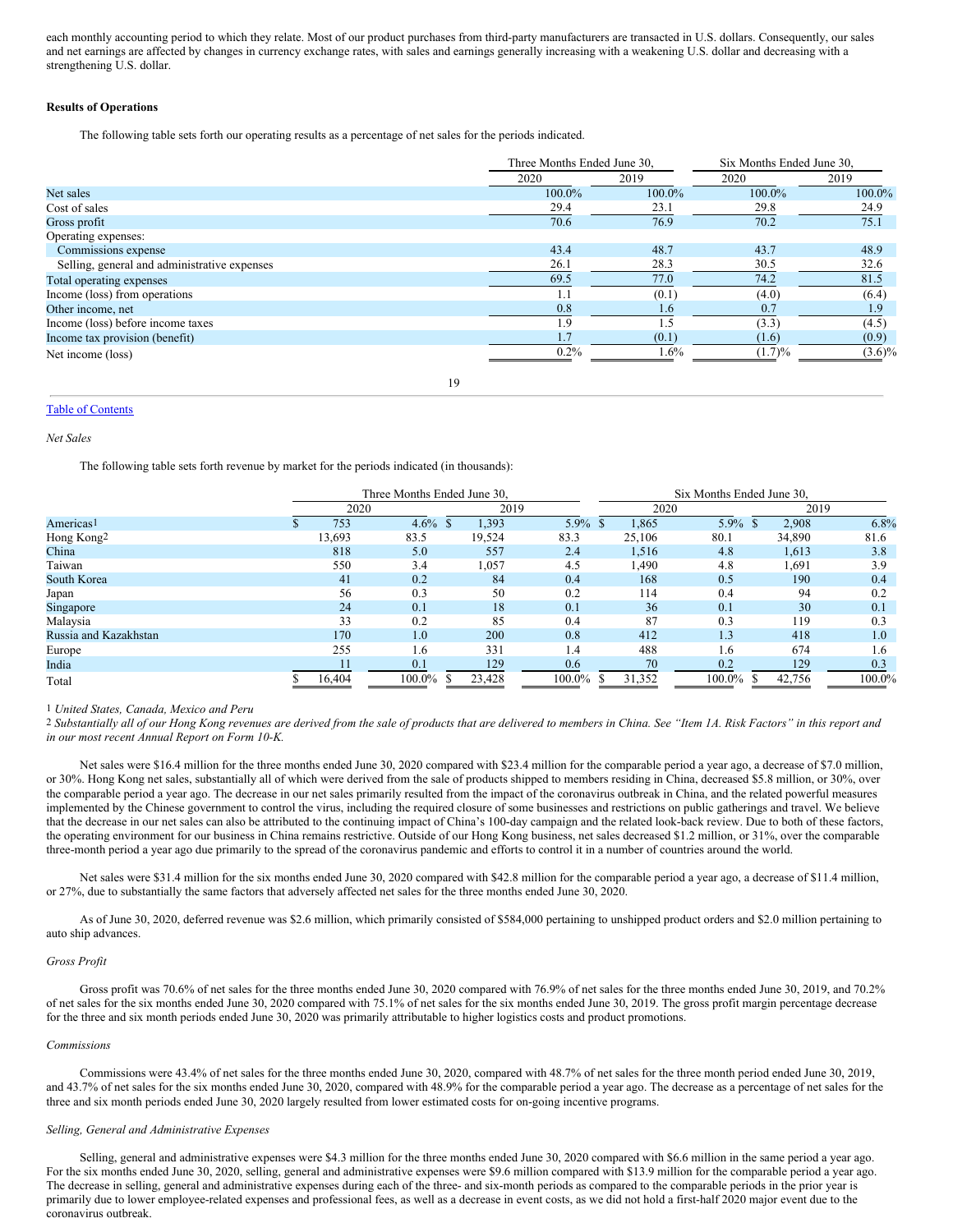each monthly accounting period to which they relate. Most of our product purchases from third-party manufacturers are transacted in U.S. dollars. Consequently, our sales and net earnings are affected by changes in currency exchange rates, with sales and earnings generally increasing with a weakening U.S. dollar and decreasing with a strengthening U.S. dollar.

**Results of Operations**

The following table sets forth our operating results as a percentage of net sales for the periods indicated.

| | Three Months Ended June 30, | | Six Months Ended June 30, | |
|---|---|---|---|---|
| | 2020 | 2019 | 2020 | 2019 |
| Net sales | 100.0% | 100.0% | 100.0% | 100.0% |
| Cost of sales | 29.4 | 23.1 | 29.8 | 24.9 |
| Gross profit | 70.6 | 76.9 | 70.2 | 75.1 |
| Operating expenses: | | | | |
| Commissions expense | 43.4 | 48.7 | 43.7 | 48.9 |
| Selling, general and administrative expenses | 26.1 | 28.3 | 30.5 | 32.6 |
| Total operating expenses | 69.5 | 77.0 | 74.2 | 81.5 |
| Income (loss) from operations | 1.1 | (0.1) | (4.0) | (6.4) |
| Other income, net | 0.8 | 1.6 | 0.7 | 1.9 |
| Income (loss) before income taxes | 1.9 | 1.5 | (3.3) | (4.5) |
| Income tax provision (benefit) | 1.7 | (0.1) | (1.6) | (0.9) |
| Net income (loss) | 0.2% | 1.6% | (1.7)% | (3.6)% |

*Net Sales*

The following table sets forth revenue by market for the periods indicated (in thousands):

| | Three Months Ended June 30, | | | | Six Months Ended June 30, | | | |
|---|---|---|---|---|---|---|---|---|
| | 2020 | | 2019 | | 2020 | | 2019 | |
| Americas[1] | $ 753 | 4.6% | $ 1,393 | 5.9% | $ 1,865 | 5.9% | $ 2,908 | 6.8% |
| Hong Kong[2] | 13,693 | 83.5 | 19,524 | 83.3 | 25,106 | 80.1 | 34,890 | 81.6 |
| China | 818 | 5.0 | 557 | 2.4 | 1,516 | 4.8 | 1,613 | 3.8 |
| Taiwan | 550 | 3.4 | 1,057 | 4.5 | 1,490 | 4.8 | 1,691 | 3.9 |
| South Korea | 41 | 0.2 | 84 | 0.4 | 168 | 0.5 | 190 | 0.4 |
| Japan | 56 | 0.3 | 50 | 0.2 | 114 | 0.4 | 94 | 0.2 |
| Singapore | 24 | 0.1 | 18 | 0.1 | 36 | 0.1 | 30 | 0.1 |
| Malaysia | 33 | 0.2 | 85 | 0.4 | 87 | 0.3 | 119 | 0.3 |
| Russia and Kazakhstan | 170 | 1.0 | 200 | 0.8 | 412 | 1.3 | 418 | 1.0 |
| Europe | 255 | 1.6 | 331 | 1.4 | 488 | 1.6 | 674 | 1.6 |
| India | 11 | 0.1 | 129 | 0.6 | 70 | 0.2 | 129 | 0.3 |
| Total | $ 16,404 | 100.0% | $ 23,428 | 100.0% | $ 31,352 | 100.0% | $ 42,756 | 100.0% |

[1] *United States, Canada, Mexico and Peru*
[2] *Substantially all of our Hong Kong revenues are derived from the sale of products that are delivered to members in China. See "Item 1A. Risk Factors" in this report and in our most recent Annual Report on Form 10-K.*

Net sales were $16.4 million for the three months ended June 30, 2020 compared with $23.4 million for the comparable period a year ago, a decrease of $7.0 million, or 30%. Hong Kong net sales, substantially all of which were derived from the sale of products shipped to members residing in China, decreased $5.8 million, or 30%, over the comparable period a year ago. The decrease in our net sales primarily resulted from the impact of the coronavirus outbreak in China, and the related powerful measures implemented by the Chinese government to control the virus, including the required closure of some businesses and restrictions on public gatherings and travel. We believe that the decrease in our net sales can also be attributed to the continuing impact of China's 100-day campaign and the related look-back review. Due to both of these factors, the operating environment for our business in China remains restrictive. Outside of our Hong Kong business, net sales decreased $1.2 million, or 31%, over the comparable three-month period a year ago due primarily to the spread of the coronavirus pandemic and efforts to control it in a number of countries around the world.

Net sales were $31.4 million for the six months ended June 30, 2020 compared with $42.8 million for the comparable period a year ago, a decrease of $11.4 million, or 27%, due to substantially the same factors that adversely affected net sales for the three months ended June 30, 2020.

As of June 30, 2020, deferred revenue was $2.6 million, which primarily consisted of $584,000 pertaining to unshipped product orders and $2.0 million pertaining to auto ship advances.

*Gross Profit*

Gross profit was 70.6% of net sales for the three months ended June 30, 2020 compared with 76.9% of net sales for the three months ended June 30, 2019, and 70.2% of net sales for the six months ended June 30, 2020 compared with 75.1% of net sales for the six months ended June 30, 2019. The gross profit margin percentage decrease for the three and six month periods ended June 30, 2020 was primarily attributable to higher logistics costs and product promotions.

*Commissions*

Commissions were 43.4% of net sales for the three months ended June 30, 2020, compared with 48.7% of net sales for the three month period ended June 30, 2019, and 43.7% of net sales for the six months ended June 30, 2020, compared with 48.9% for the comparable period a year ago. The decrease as a percentage of net sales for the three and six month periods ended June 30, 2020 largely resulted from lower estimated costs for on-going incentive programs.

*Selling, General and Administrative Expenses*

Selling, general and administrative expenses were $4.3 million for the three months ended June 30, 2020 compared with $6.6 million in the same period a year ago. For the six months ended June 30, 2020, selling, general and administrative expenses were $9.6 million compared with $13.9 million for the comparable period a year ago. The decrease in selling, general and administrative expenses during each of the three- and six-month periods as compared to the comparable periods in the prior year is primarily due to lower employee-related expenses and professional fees, as well as a decrease in event costs, as we did not hold a first-half 2020 major event due to the coronavirus outbreak.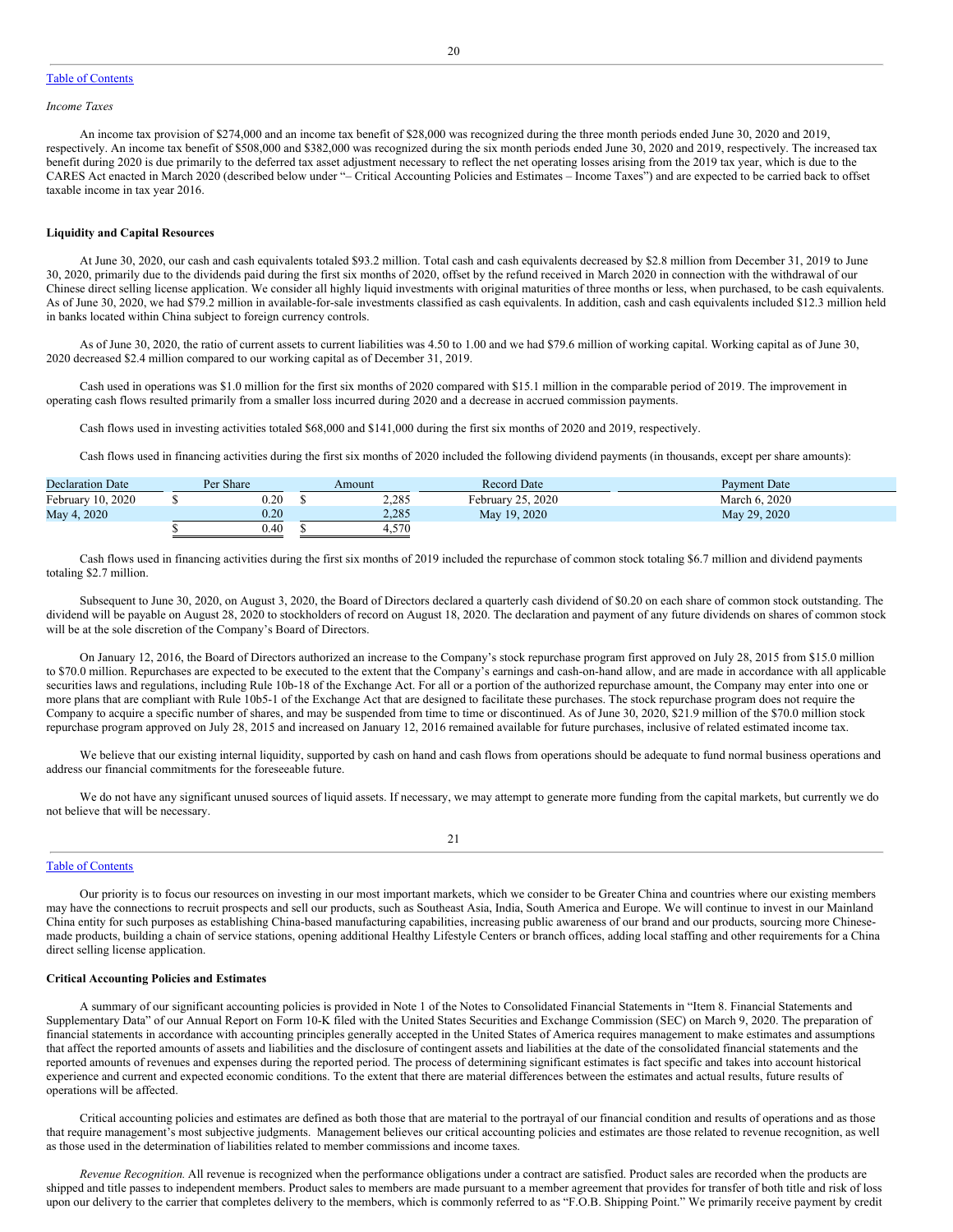*Income Taxes*

An income tax provision of $274,000 and an income tax benefit of $28,000 was recognized during the three month periods ended June 30, 2020 and 2019, respectively. An income tax benefit of $508,000 and $382,000 was recognized during the six month periods ended June 30, 2020 and 2019, respectively. The increased tax benefit during 2020 is due primarily to the deferred tax asset adjustment necessary to reflect the net operating losses arising from the 2019 tax year, which is due to the CARES Act enacted in March 2020 (described below under "– Critical Accounting Policies and Estimates – Income Taxes") and are expected to be carried back to offset taxable income in tax year 2016.

**Liquidity and Capital Resources**

At June 30, 2020, our cash and cash equivalents totaled $93.2 million. Total cash and cash equivalents decreased by $2.8 million from December 31, 2019 to June 30, 2020, primarily due to the dividends paid during the first six months of 2020, offset by the refund received in March 2020 in connection with the withdrawal of our Chinese direct selling license application. We consider all highly liquid investments with original maturities of three months or less, when purchased, to be cash equivalents. As of June 30, 2020, we had $79.2 million in available-for-sale investments classified as cash equivalents. In addition, cash and cash equivalents included $12.3 million held in banks located within China subject to foreign currency controls.

As of June 30, 2020, the ratio of current assets to current liabilities was 4.50 to 1.00 and we had $79.6 million of working capital. Working capital as of June 30, 2020 decreased $2.4 million compared to our working capital as of December 31, 2019.

Cash used in operations was $1.0 million for the first six months of 2020 compared with $15.1 million in the comparable period of 2019. The improvement in operating cash flows resulted primarily from a smaller loss incurred during 2020 and a decrease in accrued commission payments.

Cash flows used in investing activities totaled $68,000 and $141,000 during the first six months of 2020 and 2019, respectively.

Cash flows used in financing activities during the first six months of 2020 included the following dividend payments (in thousands, except per share amounts):

| Declaration Date | Per Share | Amount | Record Date | Payment Date |
|---|---|---|---|---|
| February 10, 2020 | $ 0.20 | $ 2,285 | February 25, 2020 | March 6, 2020 |
| May 4, 2020 | 0.20 | 2,285 | May 19, 2020 | May 29, 2020 |
| | $ 0.40 | $ 4,570 | | |

Cash flows used in financing activities during the first six months of 2019 included the repurchase of common stock totaling $6.7 million and dividend payments totaling $2.7 million.

Subsequent to June 30, 2020, on August 3, 2020, the Board of Directors declared a quarterly cash dividend of $0.20 on each share of common stock outstanding. The dividend will be payable on August 28, 2020 to stockholders of record on August 18, 2020. The declaration and payment of any future dividends on shares of common stock will be at the sole discretion of the Company's Board of Directors.

On January 12, 2016, the Board of Directors authorized an increase to the Company's stock repurchase program first approved on July 28, 2015 from $15.0 million to $70.0 million. Repurchases are expected to be executed to the extent that the Company's earnings and cash-on-hand allow, and are made in accordance with all applicable securities laws and regulations, including Rule 10b-18 of the Exchange Act. For all or a portion of the authorized repurchase amount, the Company may enter into one or more plans that are compliant with Rule 10b5-1 of the Exchange Act that are designed to facilitate these purchases. The stock repurchase program does not require the Company to acquire a specific number of shares, and may be suspended from time to time or discontinued. As of June 30, 2020, $21.9 million of the $70.0 million stock repurchase program approved on July 28, 2015 and increased on January 12, 2016 remained available for future purchases, inclusive of related estimated income tax.

We believe that our existing internal liquidity, supported by cash on hand and cash flows from operations should be adequate to fund normal business operations and address our financial commitments for the foreseeable future.

We do not have any significant unused sources of liquid assets. If necessary, we may attempt to generate more funding from the capital markets, but currently we do not believe that will be necessary.

Our priority is to focus our resources on investing in our most important markets, which we consider to be Greater China and countries where our existing members may have the connections to recruit prospects and sell our products, such as Southeast Asia, India, South America and Europe. We will continue to invest in our Mainland China entity for such purposes as establishing China-based manufacturing capabilities, increasing public awareness of our brand and our products, sourcing more Chinese-made products, building a chain of service stations, opening additional Healthy Lifestyle Centers or branch offices, adding local staffing and other requirements for a China direct selling license application.

**Critical Accounting Policies and Estimates**

A summary of our significant accounting policies is provided in Note 1 of the Notes to Consolidated Financial Statements in "Item 8. Financial Statements and Supplementary Data" of our Annual Report on Form 10-K filed with the United States Securities and Exchange Commission (SEC) on March 9, 2020. The preparation of financial statements in accordance with accounting principles generally accepted in the United States of America requires management to make estimates and assumptions that affect the reported amounts of assets and liabilities and the disclosure of contingent assets and liabilities at the date of the consolidated financial statements and the reported amounts of revenues and expenses during the reported period. The process of determining significant estimates is fact specific and takes into account historical experience and current and expected economic conditions. To the extent that there are material differences between the estimates and actual results, future results of operations will be affected.

Critical accounting policies and estimates are defined as both those that are material to the portrayal of our financial condition and results of operations and as those that require management's most subjective judgments. Management believes our critical accounting policies and estimates are those related to revenue recognition, as well as those used in the determination of liabilities related to member commissions and income taxes.

*Revenue Recognition.* All revenue is recognized when the performance obligations under a contract are satisfied. Product sales are recorded when the products are shipped and title passes to independent members. Product sales to members are made pursuant to a member agreement that provides for transfer of both title and risk of loss upon our delivery to the carrier that completes delivery to the members, which is commonly referred to as "F.O.B. Shipping Point." We primarily receive payment by credit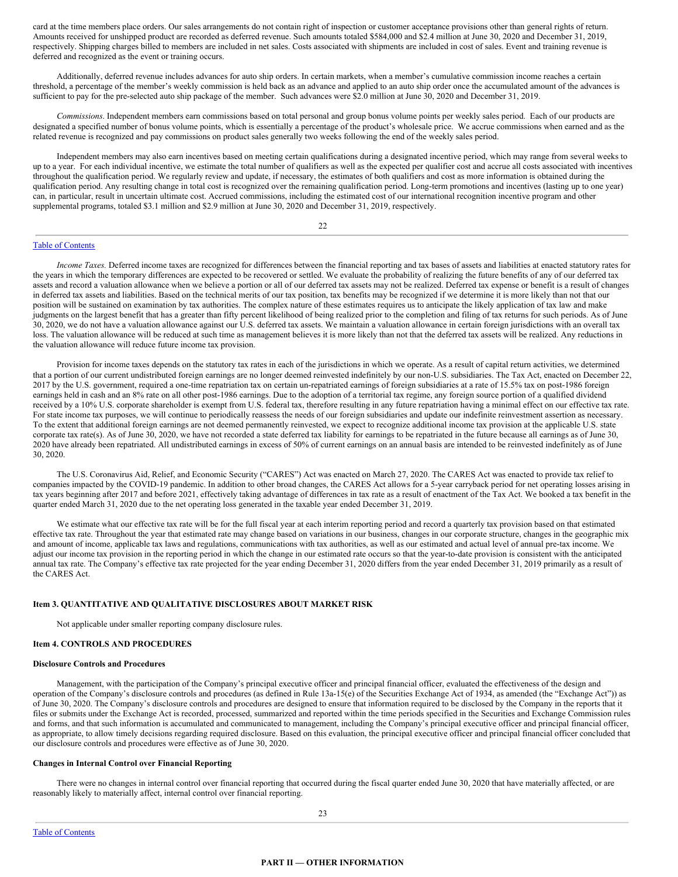card at the time members place orders. Our sales arrangements do not contain right of inspection or customer acceptance provisions other than general rights of return. Amounts received for unshipped product are recorded as deferred revenue. Such amounts totaled $584,000 and $2.4 million at June 30, 2020 and December 31, 2019, respectively. Shipping charges billed to members are included in net sales. Costs associated with shipments are included in cost of sales. Event and training revenue is deferred and recognized as the event or training occurs.

Additionally, deferred revenue includes advances for auto ship orders. In certain markets, when a member's cumulative commission income reaches a certain threshold, a percentage of the member's weekly commission is held back as an advance and applied to an auto ship order once the accumulated amount of the advances is sufficient to pay for the pre-selected auto ship package of the member. Such advances were $2.0 million at June 30, 2020 and December 31, 2019.

*Commissions*. Independent members earn commissions based on total personal and group bonus volume points per weekly sales period. Each of our products are designated a specified number of bonus volume points, which is essentially a percentage of the product's wholesale price. We accrue commissions when earned and as the related revenue is recognized and pay commissions on product sales generally two weeks following the end of the weekly sales period.

Independent members may also earn incentives based on meeting certain qualifications during a designated incentive period, which may range from several weeks to up to a year. For each individual incentive, we estimate the total number of qualifiers as well as the expected per qualifier cost and accrue all costs associated with incentives throughout the qualification period. We regularly review and update, if necessary, the estimates of both qualifiers and cost as more information is obtained during the qualification period. Any resulting change in total cost is recognized over the remaining qualification period. Long-term promotions and incentives (lasting up to one year) can, in particular, result in uncertain ultimate cost. Accrued commissions, including the estimated cost of our international recognition incentive program and other supplemental programs, totaled $3.1 million and $2.9 million at June 30, 2020 and December 31, 2019, respectively.

*Income Taxes.* Deferred income taxes are recognized for differences between the financial reporting and tax bases of assets and liabilities at enacted statutory rates for the years in which the temporary differences are expected to be recovered or settled. We evaluate the probability of realizing the future benefits of any of our deferred tax assets and record a valuation allowance when we believe a portion or all of our deferred tax assets may not be realized. Deferred tax expense or benefit is a result of changes in deferred tax assets and liabilities. Based on the technical merits of our tax position, tax benefits may be recognized if we determine it is more likely than not that our position will be sustained on examination by tax authorities. The complex nature of these estimates requires us to anticipate the likely application of tax law and make judgments on the largest benefit that has a greater than fifty percent likelihood of being realized prior to the completion and filing of tax returns for such periods. As of June 30, 2020, we do not have a valuation allowance against our U.S. deferred tax assets. We maintain a valuation allowance in certain foreign jurisdictions with an overall tax loss. The valuation allowance will be reduced at such time as management believes it is more likely than not that the deferred tax assets will be realized. Any reductions in the valuation allowance will reduce future income tax provision.

Provision for income taxes depends on the statutory tax rates in each of the jurisdictions in which we operate. As a result of capital return activities, we determined that a portion of our current undistributed foreign earnings are no longer deemed reinvested indefinitely by our non-U.S. subsidiaries. The Tax Act, enacted on December 22, 2017 by the U.S. government, required a one-time repatriation tax on certain un-repatriated earnings of foreign subsidiaries at a rate of 15.5% tax on post-1986 foreign earnings held in cash and an 8% rate on all other post-1986 earnings. Due to the adoption of a territorial tax regime, any foreign source portion of a qualified dividend received by a 10% U.S. corporate shareholder is exempt from U.S. federal tax, therefore resulting in any future repatriation having a minimal effect on our effective tax rate. For state income tax purposes, we will continue to periodically reassess the needs of our foreign subsidiaries and update our indefinite reinvestment assertion as necessary. To the extent that additional foreign earnings are not deemed permanently reinvested, we expect to recognize additional income tax provision at the applicable U.S. state corporate tax rate(s). As of June 30, 2020, we have not recorded a state deferred tax liability for earnings to be repatriated in the future because all earnings as of June 30, 2020 have already been repatriated. All undistributed earnings in excess of 50% of current earnings on an annual basis are intended to be reinvested indefinitely as of June 30, 2020.

The U.S. Coronavirus Aid, Relief, and Economic Security ("CARES") Act was enacted on March 27, 2020. The CARES Act was enacted to provide tax relief to companies impacted by the COVID-19 pandemic. In addition to other broad changes, the CARES Act allows for a 5-year carryback period for net operating losses arising in tax years beginning after 2017 and before 2021, effectively taking advantage of differences in tax rate as a result of enactment of the Tax Act. We booked a tax benefit in the quarter ended March 31, 2020 due to the net operating loss generated in the taxable year ended December 31, 2019.

We estimate what our effective tax rate will be for the full fiscal year at each interim reporting period and record a quarterly tax provision based on that estimated effective tax rate. Throughout the year that estimated rate may change based on variations in our business, changes in our corporate structure, changes in the geographic mix and amount of income, applicable tax laws and regulations, communications with tax authorities, as well as our estimated and actual level of annual pre-tax income. We adjust our income tax provision in the reporting period in which the change in our estimated rate occurs so that the year-to-date provision is consistent with the anticipated annual tax rate. The Company's effective tax rate projected for the year ending December 31, 2020 differs from the year ended December 31, 2019 primarily as a result of the CARES Act.

### Item 3. QUANTITATIVE AND QUALITATIVE DISCLOSURES ABOUT MARKET RISK

Not applicable under smaller reporting company disclosure rules.

### Item 4. CONTROLS AND PROCEDURES

**Disclosure Controls and Procedures**

Management, with the participation of the Company's principal executive officer and principal financial officer, evaluated the effectiveness of the design and operation of the Company's disclosure controls and procedures (as defined in Rule 13a-15(e) of the Securities Exchange Act of 1934, as amended (the "Exchange Act")) as of June 30, 2020. The Company's disclosure controls and procedures are designed to ensure that information required to be disclosed by the Company in the reports that it files or submits under the Exchange Act is recorded, processed, summarized and reported within the time periods specified in the Securities and Exchange Commission rules and forms, and that such information is accumulated and communicated to management, including the Company's principal executive officer and principal financial officer, as appropriate, to allow timely decisions regarding required disclosure. Based on this evaluation, the principal executive officer and principal financial officer concluded that our disclosure controls and procedures were effective as of June 30, 2020.

**Changes in Internal Control over Financial Reporting**

There were no changes in internal control over financial reporting that occurred during the fiscal quarter ended June 30, 2020 that have materially affected, or are reasonably likely to materially affect, internal control over financial reporting.

## PART II — OTHER INFORMATION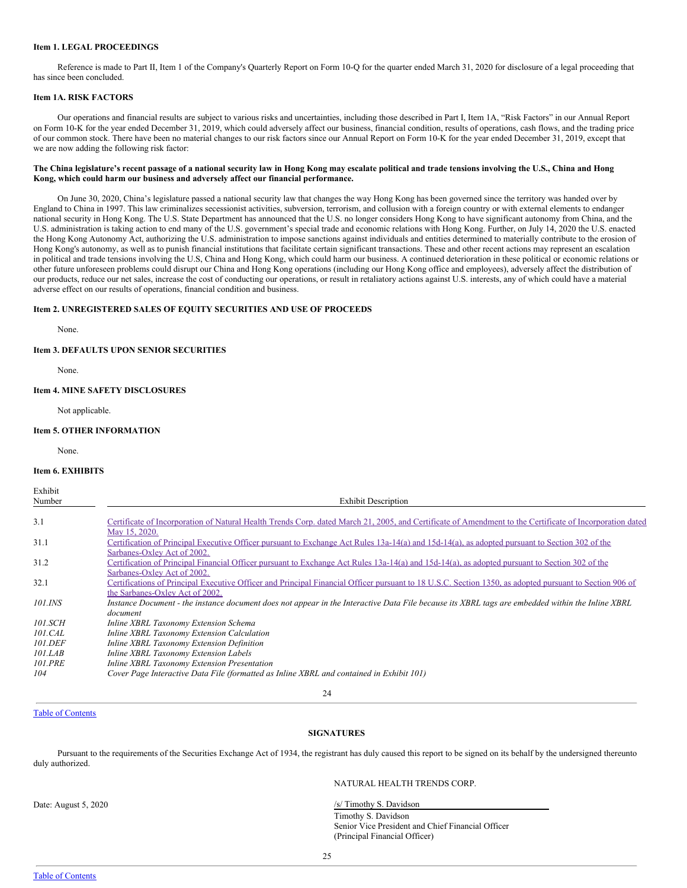### Item 1. LEGAL PROCEEDINGS

Reference is made to Part II, Item 1 of the Company's Quarterly Report on Form 10-Q for the quarter ended March 31, 2020 for disclosure of a legal proceeding that has since been concluded.

### Item 1A. RISK FACTORS

Our operations and financial results are subject to various risks and uncertainties, including those described in Part I, Item 1A, "Risk Factors" in our Annual Report on Form 10-K for the year ended December 31, 2019, which could adversely affect our business, financial condition, results of operations, cash flows, and the trading price of our common stock. There have been no material changes to our risk factors since our Annual Report on Form 10-K for the year ended December 31, 2019, except that we are now adding the following risk factor:

**The China legislature's recent passage of a national security law in Hong Kong may escalate political and trade tensions involving the U.S., China and Hong Kong, which could harm our business and adversely affect our financial performance.**

On June 30, 2020, China's legislature passed a national security law that changes the way Hong Kong has been governed since the territory was handed over by England to China in 1997. This law criminalizes secessionist activities, subversion, terrorism, and collusion with a foreign country or with external elements to endanger national security in Hong Kong. The U.S. State Department has announced that the U.S. no longer considers Hong Kong to have significant autonomy from China, and the U.S. administration is taking action to end many of the U.S. government's special trade and economic relations with Hong Kong. Further, on July 14, 2020 the U.S. enacted the Hong Kong Autonomy Act, authorizing the U.S. administration to impose sanctions against individuals and entities determined to materially contribute to the erosion of Hong Kong's autonomy, as well as to punish financial institutions that facilitate certain significant transactions. These and other recent actions may represent an escalation in political and trade tensions involving the U.S, China and Hong Kong, which could harm our business. A continued deterioration in these political or economic relations or other future unforeseen problems could disrupt our China and Hong Kong operations (including our Hong Kong office and employees), adversely affect the distribution of our products, reduce our net sales, increase the cost of conducting our operations, or result in retaliatory actions against U.S. interests, any of which could have a material adverse effect on our results of operations, financial condition and business.

### Item 2. UNREGISTERED SALES OF EQUITY SECURITIES AND USE OF PROCEEDS

None.

### Item 3. DEFAULTS UPON SENIOR SECURITIES

None.

### Item 4. MINE SAFETY DISCLOSURES

Not applicable.

### Item 5. OTHER INFORMATION

None.

### Item 6. EXHIBITS

| Exhibit Number | Exhibit Description |
|---|---|
| 3.1 | Certificate of Incorporation of Natural Health Trends Corp. dated March 21, 2005, and Certificate of Amendment to the Certificate of Incorporation dated May 15, 2020. |
| 31.1 | Certification of Principal Executive Officer pursuant to Exchange Act Rules 13a-14(a) and 15d-14(a), as adopted pursuant to Section 302 of the Sarbanes-Oxley Act of 2002. |
| 31.2 | Certification of Principal Financial Officer pursuant to Exchange Act Rules 13a-14(a) and 15d-14(a), as adopted pursuant to Section 302 of the Sarbanes-Oxley Act of 2002. |
| 32.1 | Certifications of Principal Executive Officer and Principal Financial Officer pursuant to 18 U.S.C. Section 1350, as adopted pursuant to Section 906 of the Sarbanes-Oxley Act of 2002. |
| *101.INS* | *Instance Document - the instance document does not appear in the Interactive Data File because its XBRL tags are embedded within the Inline XBRL document* |
| *101.SCH* | *Inline XBRL Taxonomy Extension Schema* |
| *101.CAL* | *Inline XBRL Taxonomy Extension Calculation* |
| *101.DEF* | *Inline XBRL Taxonomy Extension Definition* |
| *101.LAB* | *Inline XBRL Taxonomy Extension Labels* |
| *101.PRE* | *Inline XBRL Taxonomy Extension Presentation* |
| *104* | *Cover Page Interactive Data File (formatted as Inline XBRL and contained in Exhibit 101)* |

Table of Contents

## SIGNATURES

Pursuant to the requirements of the Securities Exchange Act of 1934, the registrant has duly caused this report to be signed on its behalf by the undersigned thereunto duly authorized.

NATURAL HEALTH TRENDS CORP.

Date: August 5, 2020

/s/ Timothy S. Davidson
Timothy S. Davidson
Senior Vice President and Chief Financial Officer
(Principal Financial Officer)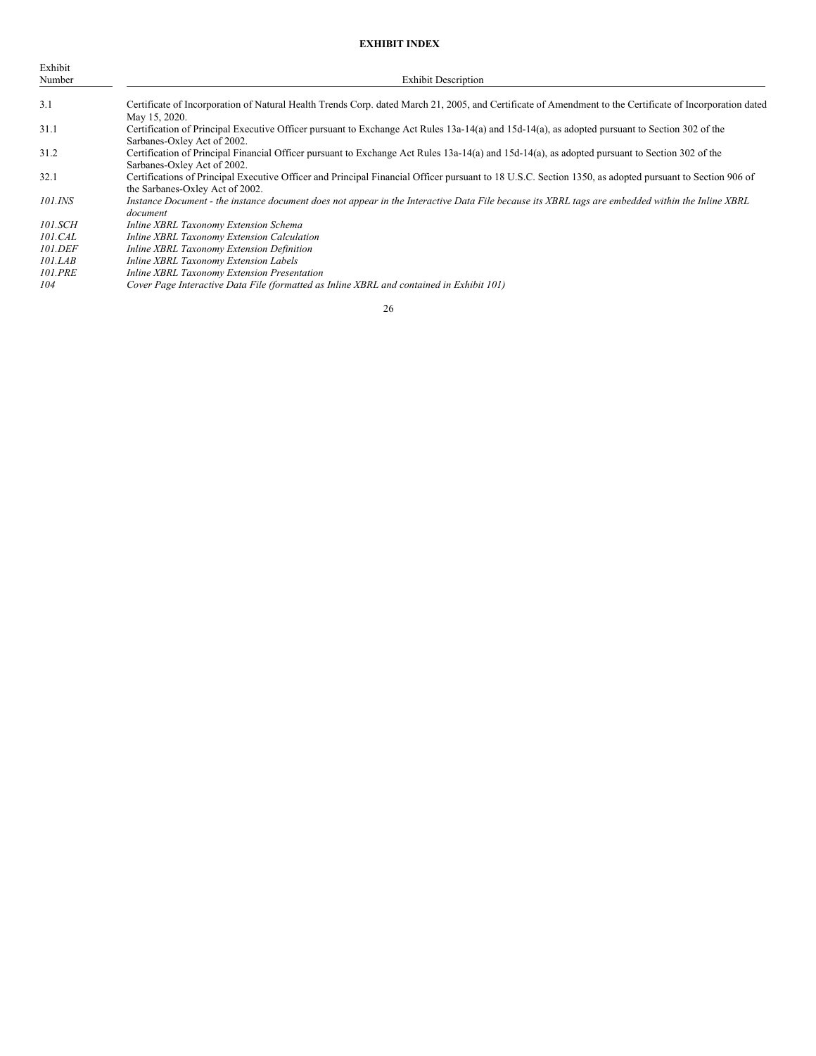**EXHIBIT INDEX**

| Exhibit Number | Exhibit Description |
|---|---|
| 3.1 | Certificate of Incorporation of Natural Health Trends Corp. dated March 21, 2005, and Certificate of Amendment to the Certificate of Incorporation dated May 15, 2020. |
| 31.1 | Certification of Principal Executive Officer pursuant to Exchange Act Rules 13a-14(a) and 15d-14(a), as adopted pursuant to Section 302 of the Sarbanes-Oxley Act of 2002. |
| 31.2 | Certification of Principal Financial Officer pursuant to Exchange Act Rules 13a-14(a) and 15d-14(a), as adopted pursuant to Section 302 of the Sarbanes-Oxley Act of 2002. |
| 32.1 | Certifications of Principal Executive Officer and Principal Financial Officer pursuant to 18 U.S.C. Section 1350, as adopted pursuant to Section 906 of the Sarbanes-Oxley Act of 2002. |
| *101.INS* | *Instance Document - the instance document does not appear in the Interactive Data File because its XBRL tags are embedded within the Inline XBRL document* |
| *101.SCH* | *Inline XBRL Taxonomy Extension Schema* |
| *101.CAL* | *Inline XBRL Taxonomy Extension Calculation* |
| *101.DEF* | *Inline XBRL Taxonomy Extension Definition* |
| *101.LAB* | *Inline XBRL Taxonomy Extension Labels* |
| *101.PRE* | *Inline XBRL Taxonomy Extension Presentation* |
| *104* | *Cover Page Interactive Data File (formatted as Inline XBRL and contained in Exhibit 101)* |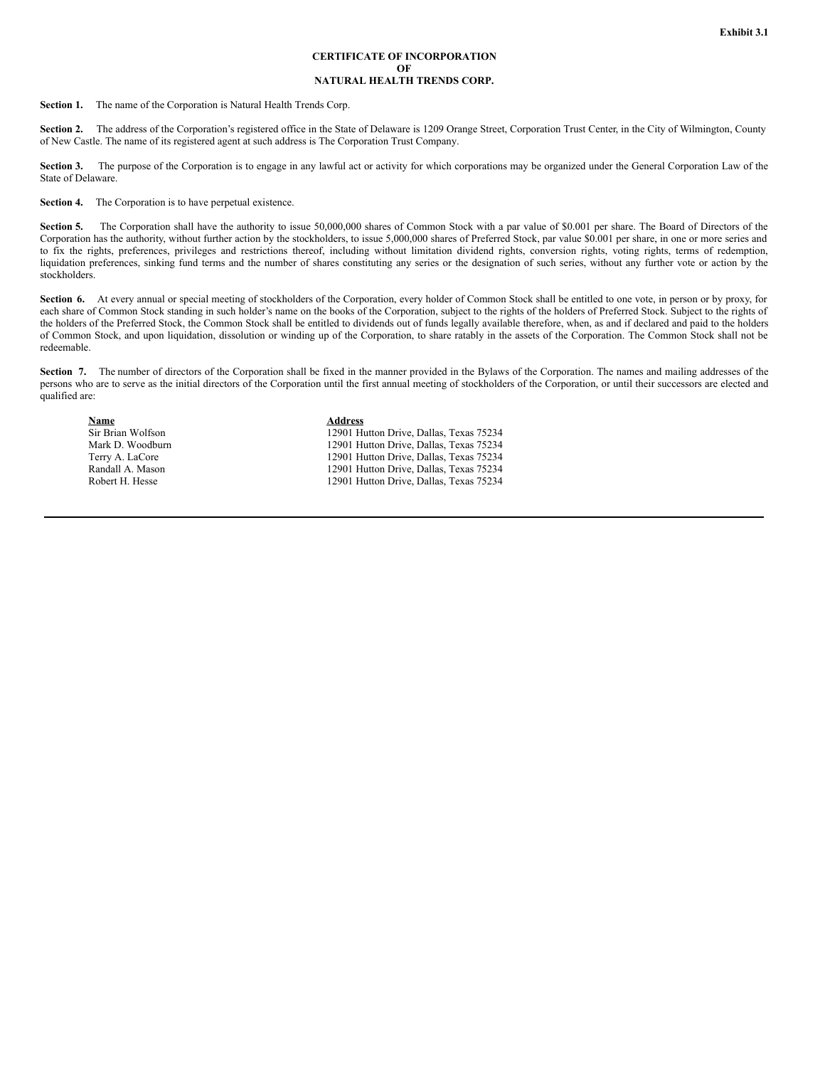Exhibit 3.1

# CERTIFICATE OF INCORPORATION
# OF
# NATURAL HEALTH TRENDS CORP.

**Section 1.** The name of the Corporation is Natural Health Trends Corp.

**Section 2.** The address of the Corporation's registered office in the State of Delaware is 1209 Orange Street, Corporation Trust Center, in the City of Wilmington, County of New Castle. The name of its registered agent at such address is The Corporation Trust Company.

**Section 3.** The purpose of the Corporation is to engage in any lawful act or activity for which corporations may be organized under the General Corporation Law of the State of Delaware.

**Section 4.** The Corporation is to have perpetual existence.

**Section 5.** The Corporation shall have the authority to issue 50,000,000 shares of Common Stock with a par value of $0.001 per share. The Board of Directors of the Corporation has the authority, without further action by the stockholders, to issue 5,000,000 shares of Preferred Stock, par value $0.001 per share, in one or more series and to fix the rights, preferences, privileges and restrictions thereof, including without limitation dividend rights, conversion rights, voting rights, terms of redemption, liquidation preferences, sinking fund terms and the number of shares constituting any series or the designation of such series, without any further vote or action by the stockholders.

**Section 6.** At every annual or special meeting of stockholders of the Corporation, every holder of Common Stock shall be entitled to one vote, in person or by proxy, for each share of Common Stock standing in such holder's name on the books of the Corporation, subject to the rights of the holders of Preferred Stock. Subject to the rights of the holders of the Preferred Stock, the Common Stock shall be entitled to dividends out of funds legally available therefore, when, as and if declared and paid to the holders of Common Stock, and upon liquidation, dissolution or winding up of the Corporation, to share ratably in the assets of the Corporation. The Common Stock shall not be redeemable.

**Section 7.** The number of directors of the Corporation shall be fixed in the manner provided in the Bylaws of the Corporation. The names and mailing addresses of the persons who are to serve as the initial directors of the Corporation until the first annual meeting of stockholders of the Corporation, or until their successors are elected and qualified are:

| Name | Address |
|---|---|
| Sir Brian Wolfson | 12901 Hutton Drive, Dallas, Texas 75234 |
| Mark D. Woodburn | 12901 Hutton Drive, Dallas, Texas 75234 |
| Terry A. LaCore | 12901 Hutton Drive, Dallas, Texas 75234 |
| Randall A. Mason | 12901 Hutton Drive, Dallas, Texas 75234 |
| Robert H. Hesse | 12901 Hutton Drive, Dallas, Texas 75234 |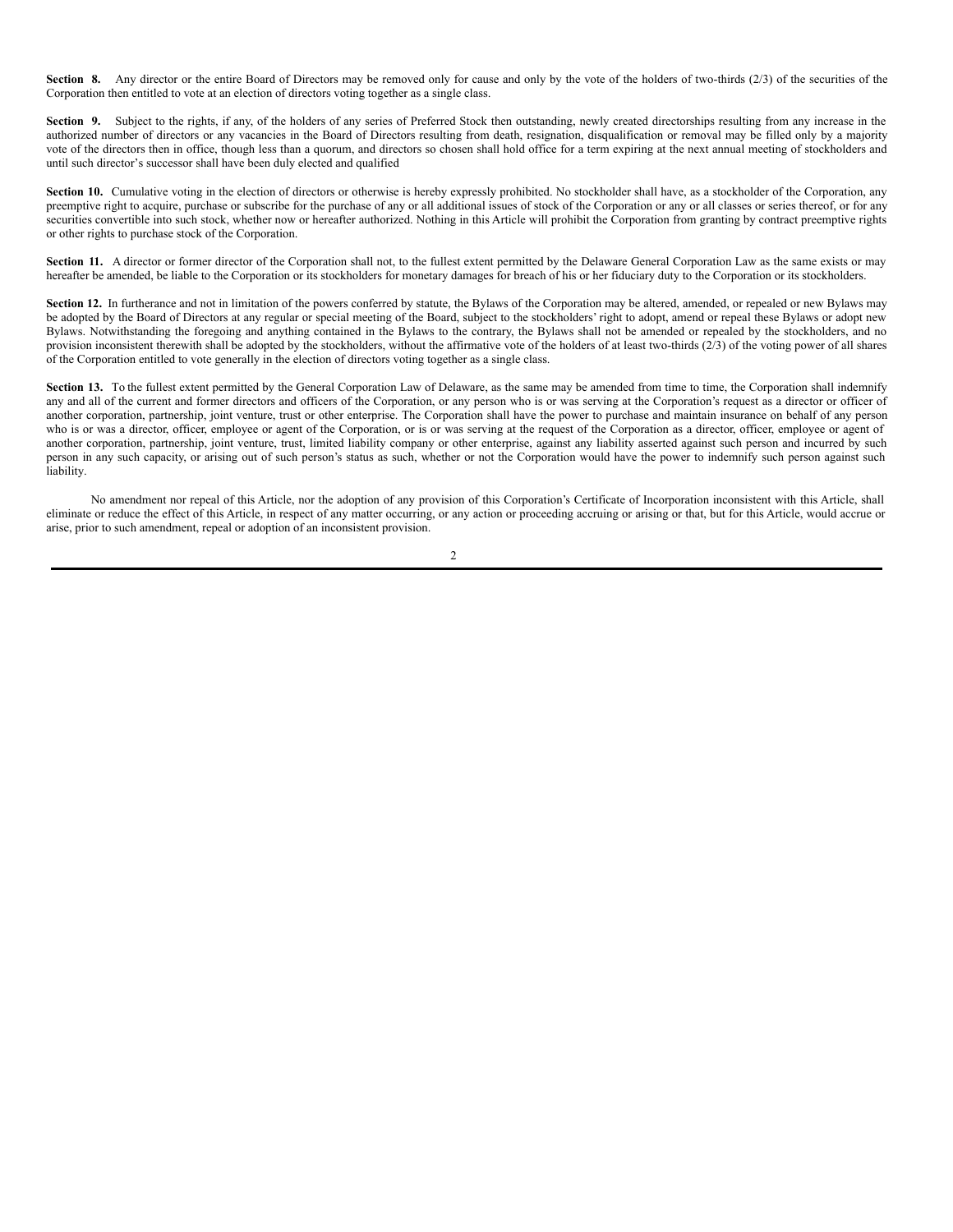**Section 8.** Any director or the entire Board of Directors may be removed only for cause and only by the vote of the holders of two-thirds (2/3) of the securities of the Corporation then entitled to vote at an election of directors voting together as a single class.

**Section 9.** Subject to the rights, if any, of the holders of any series of Preferred Stock then outstanding, newly created directorships resulting from any increase in the authorized number of directors or any vacancies in the Board of Directors resulting from death, resignation, disqualification or removal may be filled only by a majority vote of the directors then in office, though less than a quorum, and directors so chosen shall hold office for a term expiring at the next annual meeting of stockholders and until such director's successor shall have been duly elected and qualified

**Section 10.** Cumulative voting in the election of directors or otherwise is hereby expressly prohibited. No stockholder shall have, as a stockholder of the Corporation, any preemptive right to acquire, purchase or subscribe for the purchase of any or all additional issues of stock of the Corporation or any or all classes or series thereof, or for any securities convertible into such stock, whether now or hereafter authorized. Nothing in this Article will prohibit the Corporation from granting by contract preemptive rights or other rights to purchase stock of the Corporation.

**Section 11.** A director or former director of the Corporation shall not, to the fullest extent permitted by the Delaware General Corporation Law as the same exists or may hereafter be amended, be liable to the Corporation or its stockholders for monetary damages for breach of his or her fiduciary duty to the Corporation or its stockholders.

**Section 12.** In furtherance and not in limitation of the powers conferred by statute, the Bylaws of the Corporation may be altered, amended, or repealed or new Bylaws may be adopted by the Board of Directors at any regular or special meeting of the Board, subject to the stockholders' right to adopt, amend or repeal these Bylaws or adopt new Bylaws. Notwithstanding the foregoing and anything contained in the Bylaws to the contrary, the Bylaws shall not be amended or repealed by the stockholders, and no provision inconsistent therewith shall be adopted by the stockholders, without the affirmative vote of the holders of at least two-thirds (2/3) of the voting power of all shares of the Corporation entitled to vote generally in the election of directors voting together as a single class.

**Section 13.** To the fullest extent permitted by the General Corporation Law of Delaware, as the same may be amended from time to time, the Corporation shall indemnify any and all of the current and former directors and officers of the Corporation, or any person who is or was serving at the Corporation's request as a director or officer of another corporation, partnership, joint venture, trust or other enterprise. The Corporation shall have the power to purchase and maintain insurance on behalf of any person who is or was a director, officer, employee or agent of the Corporation, or is or was serving at the request of the Corporation as a director, officer, employee or agent of another corporation, partnership, joint venture, trust, limited liability company or other enterprise, against any liability asserted against such person and incurred by such person in any such capacity, or arising out of such person's status as such, whether or not the Corporation would have the power to indemnify such person against such liability.

No amendment nor repeal of this Article, nor the adoption of any provision of this Corporation's Certificate of Incorporation inconsistent with this Article, shall eliminate or reduce the effect of this Article, in respect of any matter occurring, or any action or proceeding accruing or arising or that, but for this Article, would accrue or arise, prior to such amendment, repeal or adoption of an inconsistent provision.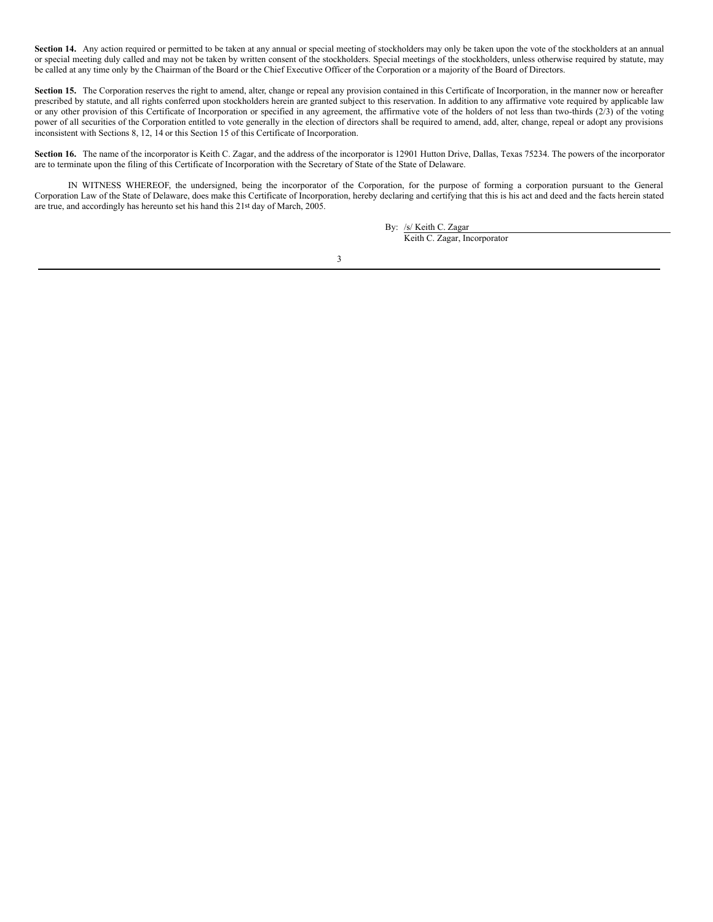**Section 14.** Any action required or permitted to be taken at any annual or special meeting of stockholders may only be taken upon the vote of the stockholders at an annual or special meeting duly called and may not be taken by written consent of the stockholders. Special meetings of the stockholders, unless otherwise required by statute, may be called at any time only by the Chairman of the Board or the Chief Executive Officer of the Corporation or a majority of the Board of Directors.

**Section 15.** The Corporation reserves the right to amend, alter, change or repeal any provision contained in this Certificate of Incorporation, in the manner now or hereafter prescribed by statute, and all rights conferred upon stockholders herein are granted subject to this reservation. In addition to any affirmative vote required by applicable law or any other provision of this Certificate of Incorporation or specified in any agreement, the affirmative vote of the holders of not less than two-thirds (2/3) of the voting power of all securities of the Corporation entitled to vote generally in the election of directors shall be required to amend, add, alter, change, repeal or adopt any provisions inconsistent with Sections 8, 12, 14 or this Section 15 of this Certificate of Incorporation.

**Section 16.** The name of the incorporator is Keith C. Zagar, and the address of the incorporator is 12901 Hutton Drive, Dallas, Texas 75234. The powers of the incorporator are to terminate upon the filing of this Certificate of Incorporation with the Secretary of State of the State of Delaware.

IN WITNESS WHEREOF, the undersigned, being the incorporator of the Corporation, for the purpose of forming a corporation pursuant to the General Corporation Law of the State of Delaware, does make this Certificate of Incorporation, hereby declaring and certifying that this is his act and deed and the facts herein stated are true, and accordingly has hereunto set his hand this 21st day of March, 2005.

By: /s/ Keith C. Zagar

Keith C. Zagar, Incorporator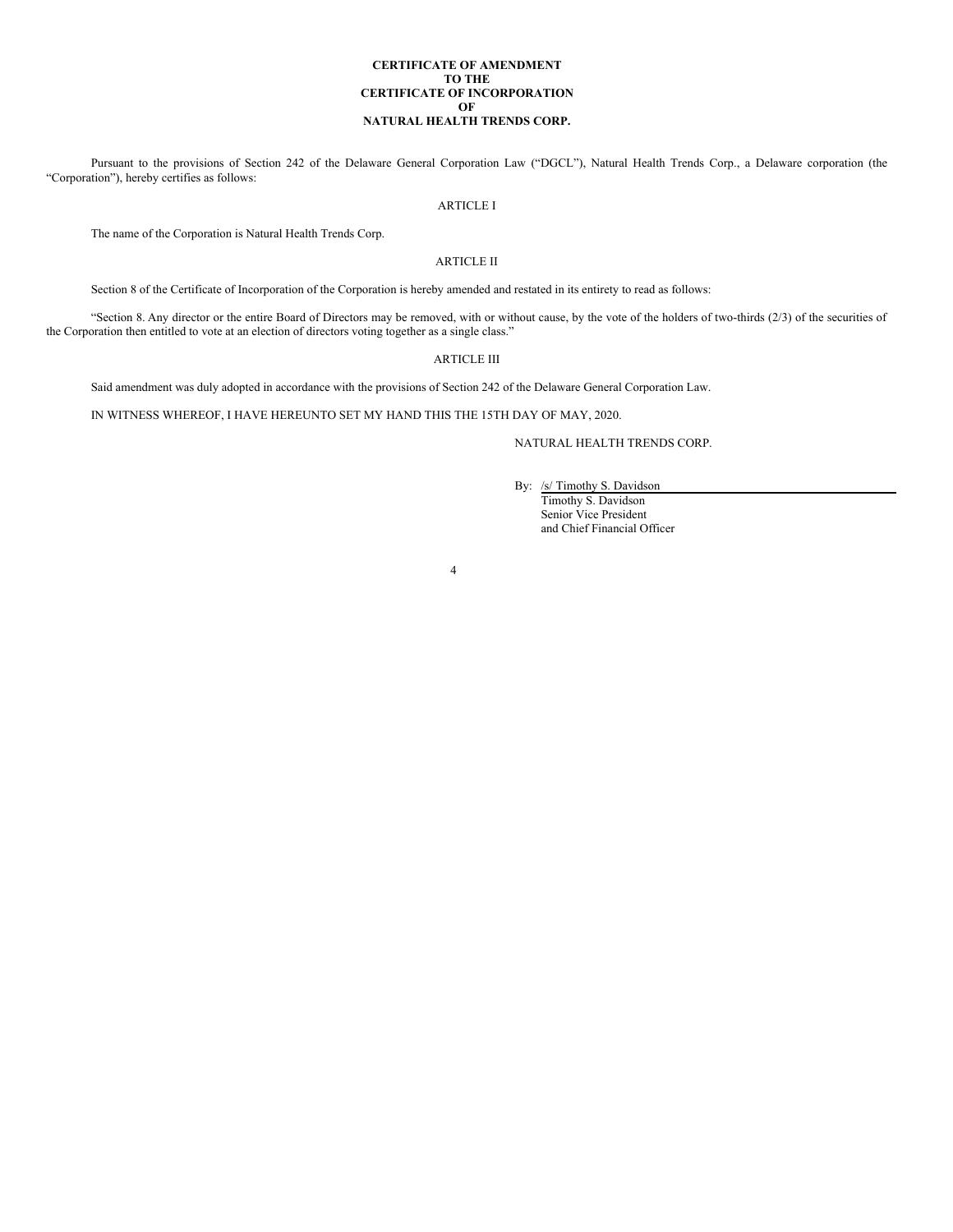**CERTIFICATE OF AMENDMENT**
**TO THE**
**CERTIFICATE OF INCORPORATION**
**OF**
**NATURAL HEALTH TRENDS CORP.**

Pursuant to the provisions of Section 242 of the Delaware General Corporation Law ("DGCL"), Natural Health Trends Corp., a Delaware corporation (the "Corporation"), hereby certifies as follows:

ARTICLE I

The name of the Corporation is Natural Health Trends Corp.

ARTICLE II

Section 8 of the Certificate of Incorporation of the Corporation is hereby amended and restated in its entirety to read as follows:

"Section 8. Any director or the entire Board of Directors may be removed, with or without cause, by the vote of the holders of two-thirds (2/3) of the securities of the Corporation then entitled to vote at an election of directors voting together as a single class."

ARTICLE III

Said amendment was duly adopted in accordance with the provisions of Section 242 of the Delaware General Corporation Law.

IN WITNESS WHEREOF, I HAVE HEREUNTO SET MY HAND THIS THE 15TH DAY OF MAY, 2020.

NATURAL HEALTH TRENDS CORP.

By: /s/ Timothy S. Davidson
Timothy S. Davidson
Senior Vice President
and Chief Financial Officer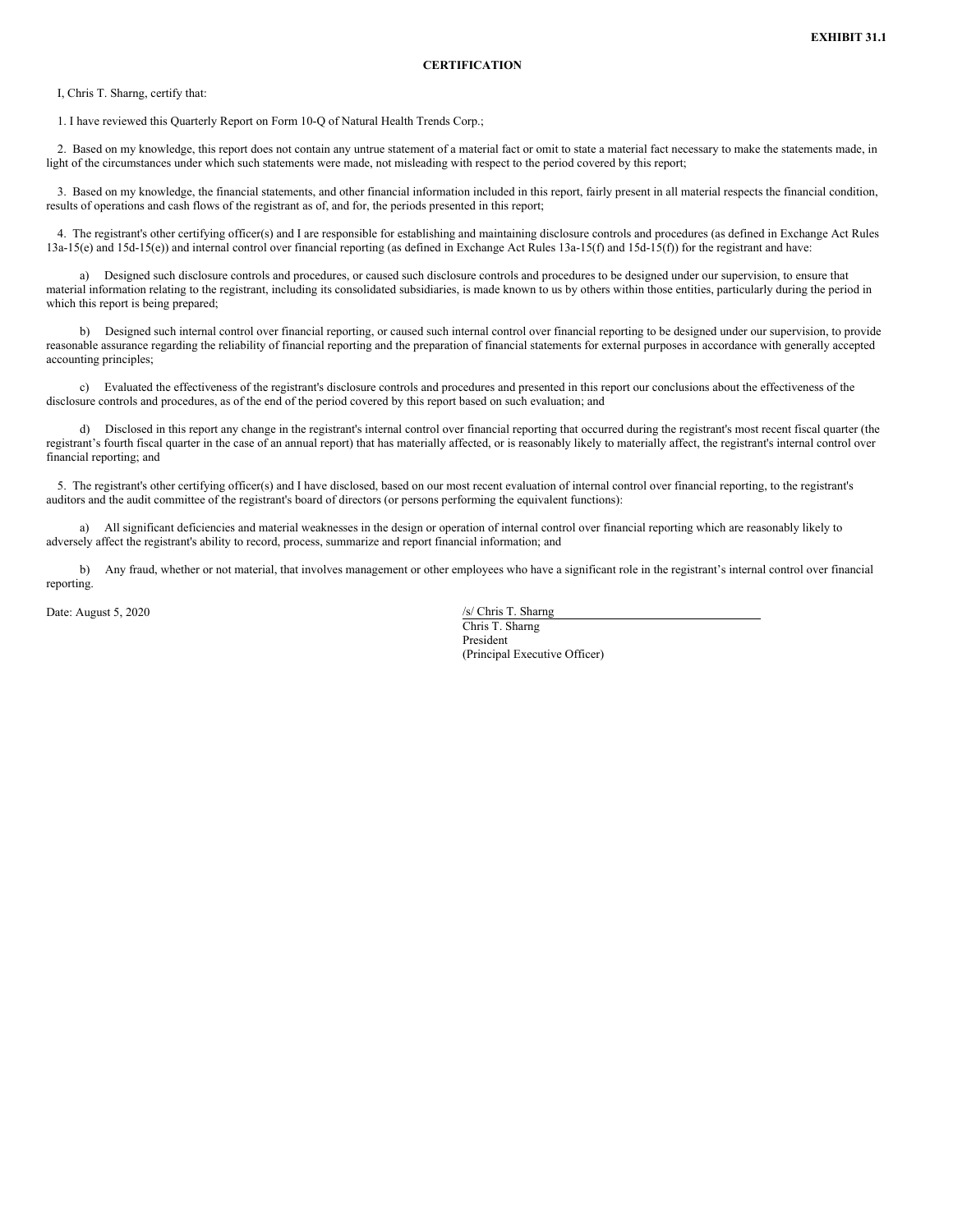**EXHIBIT 31.1**

**CERTIFICATION**

I, Chris T. Sharng, certify that:

1. I have reviewed this Quarterly Report on Form 10-Q of Natural Health Trends Corp.;

2. Based on my knowledge, this report does not contain any untrue statement of a material fact or omit to state a material fact necessary to make the statements made, in light of the circumstances under which such statements were made, not misleading with respect to the period covered by this report;

3. Based on my knowledge, the financial statements, and other financial information included in this report, fairly present in all material respects the financial condition, results of operations and cash flows of the registrant as of, and for, the periods presented in this report;

4. The registrant's other certifying officer(s) and I are responsible for establishing and maintaining disclosure controls and procedures (as defined in Exchange Act Rules 13a-15(e) and 15d-15(e)) and internal control over financial reporting (as defined in Exchange Act Rules 13a-15(f) and 15d-15(f)) for the registrant and have:

a) Designed such disclosure controls and procedures, or caused such disclosure controls and procedures to be designed under our supervision, to ensure that material information relating to the registrant, including its consolidated subsidiaries, is made known to us by others within those entities, particularly during the period in which this report is being prepared;

b) Designed such internal control over financial reporting, or caused such internal control over financial reporting to be designed under our supervision, to provide reasonable assurance regarding the reliability of financial reporting and the preparation of financial statements for external purposes in accordance with generally accepted accounting principles;

c) Evaluated the effectiveness of the registrant's disclosure controls and procedures and presented in this report our conclusions about the effectiveness of the disclosure controls and procedures, as of the end of the period covered by this report based on such evaluation; and

d) Disclosed in this report any change in the registrant's internal control over financial reporting that occurred during the registrant's most recent fiscal quarter (the registrant's fourth fiscal quarter in the case of an annual report) that has materially affected, or is reasonably likely to materially affect, the registrant's internal control over financial reporting; and

5. The registrant's other certifying officer(s) and I have disclosed, based on our most recent evaluation of internal control over financial reporting, to the registrant's auditors and the audit committee of the registrant's board of directors (or persons performing the equivalent functions):

a) All significant deficiencies and material weaknesses in the design or operation of internal control over financial reporting which are reasonably likely to adversely affect the registrant's ability to record, process, summarize and report financial information; and

b) Any fraud, whether or not material, that involves management or other employees who have a significant role in the registrant's internal control over financial reporting.

Date: August 5, 2020

/s/ Chris T. Sharng
Chris T. Sharng
President
(Principal Executive Officer)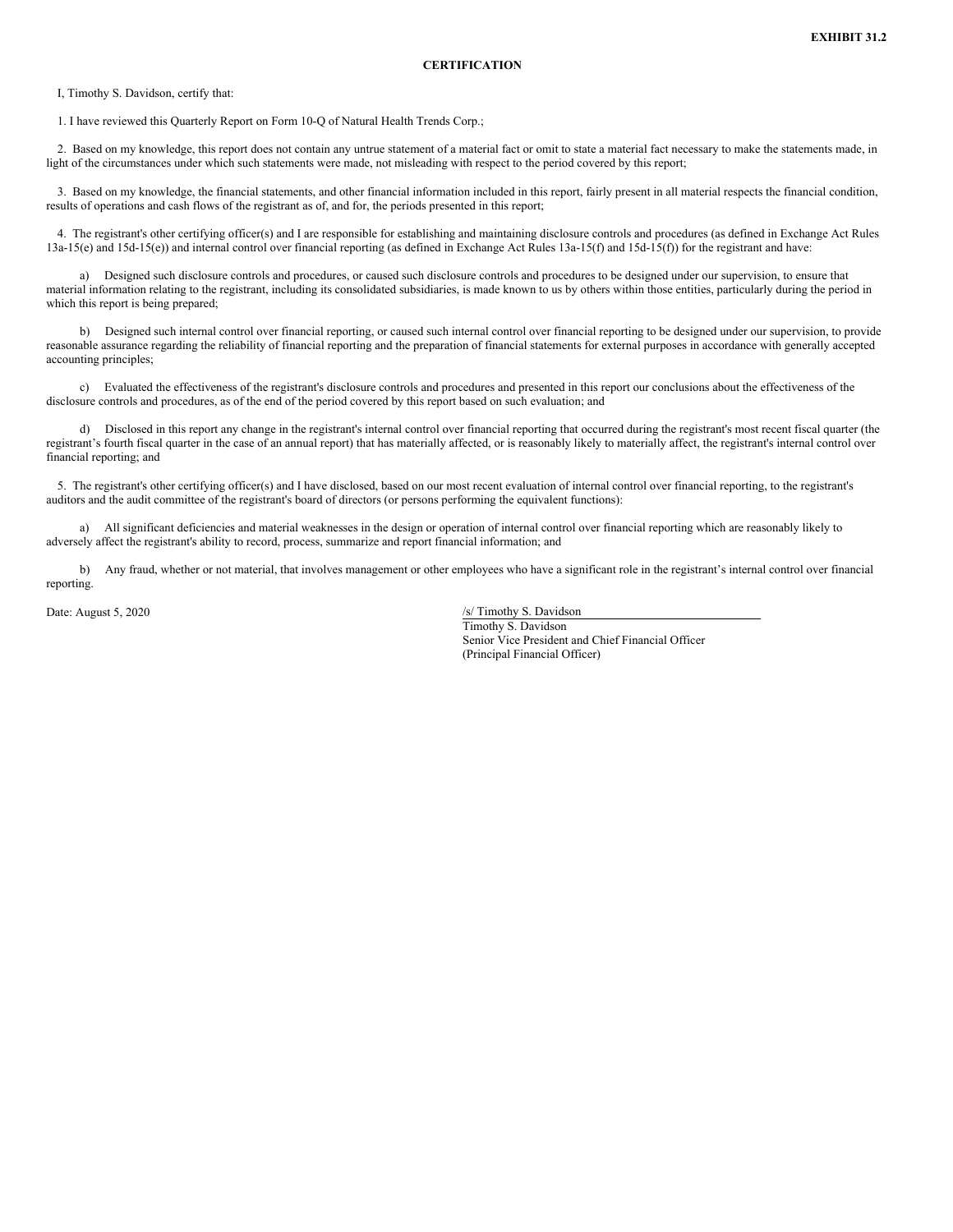**EXHIBIT 31.2**

**CERTIFICATION**

I, Timothy S. Davidson, certify that:

1. I have reviewed this Quarterly Report on Form 10-Q of Natural Health Trends Corp.;

2. Based on my knowledge, this report does not contain any untrue statement of a material fact or omit to state a material fact necessary to make the statements made, in light of the circumstances under which such statements were made, not misleading with respect to the period covered by this report;

3. Based on my knowledge, the financial statements, and other financial information included in this report, fairly present in all material respects the financial condition, results of operations and cash flows of the registrant as of, and for, the periods presented in this report;

4. The registrant's other certifying officer(s) and I are responsible for establishing and maintaining disclosure controls and procedures (as defined in Exchange Act Rules 13a-15(e) and 15d-15(e)) and internal control over financial reporting (as defined in Exchange Act Rules 13a-15(f) and 15d-15(f)) for the registrant and have:

a) Designed such disclosure controls and procedures, or caused such disclosure controls and procedures to be designed under our supervision, to ensure that material information relating to the registrant, including its consolidated subsidiaries, is made known to us by others within those entities, particularly during the period in which this report is being prepared;

b) Designed such internal control over financial reporting, or caused such internal control over financial reporting to be designed under our supervision, to provide reasonable assurance regarding the reliability of financial reporting and the preparation of financial statements for external purposes in accordance with generally accepted accounting principles;

c) Evaluated the effectiveness of the registrant's disclosure controls and procedures and presented in this report our conclusions about the effectiveness of the disclosure controls and procedures, as of the end of the period covered by this report based on such evaluation; and

d) Disclosed in this report any change in the registrant's internal control over financial reporting that occurred during the registrant's most recent fiscal quarter (the registrant's fourth fiscal quarter in the case of an annual report) that has materially affected, or is reasonably likely to materially affect, the registrant's internal control over financial reporting; and

5. The registrant's other certifying officer(s) and I have disclosed, based on our most recent evaluation of internal control over financial reporting, to the registrant's auditors and the audit committee of the registrant's board of directors (or persons performing the equivalent functions):

a) All significant deficiencies and material weaknesses in the design or operation of internal control over financial reporting which are reasonably likely to adversely affect the registrant's ability to record, process, summarize and report financial information; and

b) Any fraud, whether or not material, that involves management or other employees who have a significant role in the registrant's internal control over financial reporting.

Date: August 5, 2020

/s/ Timothy S. Davidson
Timothy S. Davidson
Senior Vice President and Chief Financial Officer
(Principal Financial Officer)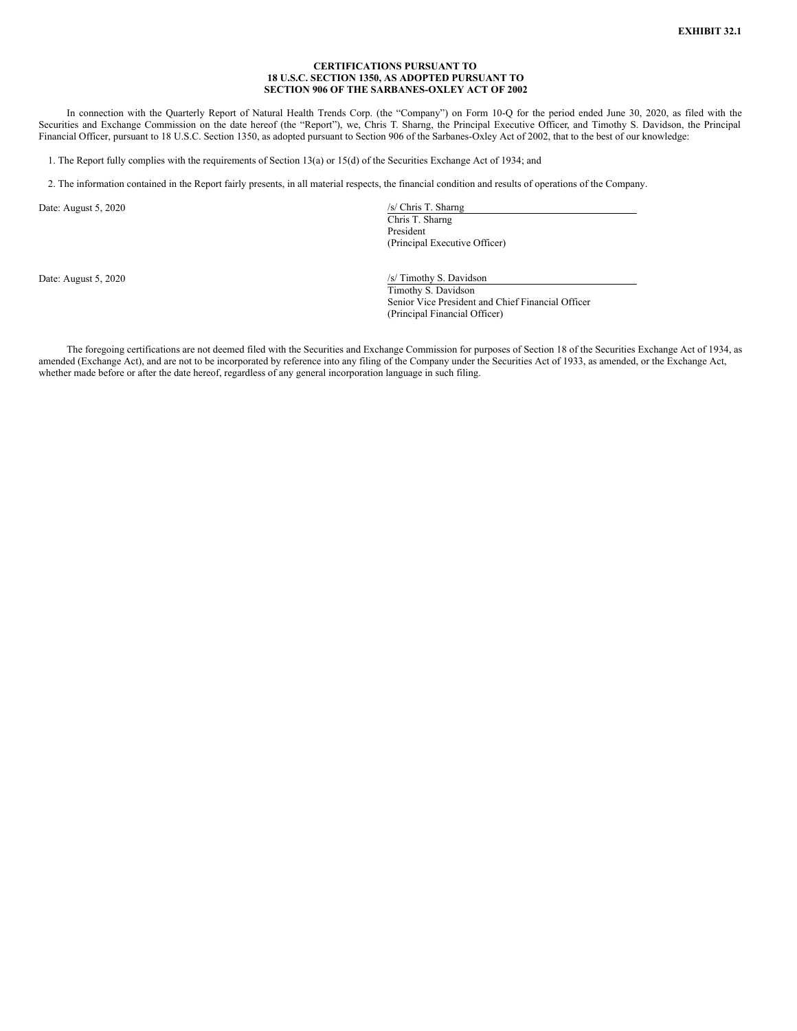**EXHIBIT 32.1**

**CERTIFICATIONS PURSUANT TO**
**18 U.S.C. SECTION 1350, AS ADOPTED PURSUANT TO**
**SECTION 906 OF THE SARBANES-OXLEY ACT OF 2002**

In connection with the Quarterly Report of Natural Health Trends Corp. (the “Company”) on Form 10-Q for the period ended June 30, 2020, as filed with the Securities and Exchange Commission on the date hereof (the “Report”), we, Chris T. Sharng, the Principal Executive Officer, and Timothy S. Davidson, the Principal Financial Officer, pursuant to 18 U.S.C. Section 1350, as adopted pursuant to Section 906 of the Sarbanes-Oxley Act of 2002, that to the best of our knowledge:

1. The Report fully complies with the requirements of Section 13(a) or 15(d) of the Securities Exchange Act of 1934; and

2. The information contained in the Report fairly presents, in all material respects, the financial condition and results of operations of the Company.

Date: August 5, 2020

/s/ Chris T. Sharng
Chris T. Sharng
President
(Principal Executive Officer)

Date: August 5, 2020

/s/ Timothy S. Davidson
Timothy S. Davidson
Senior Vice President and Chief Financial Officer
(Principal Financial Officer)

The foregoing certifications are not deemed filed with the Securities and Exchange Commission for purposes of Section 18 of the Securities Exchange Act of 1934, as amended (Exchange Act), and are not to be incorporated by reference into any filing of the Company under the Securities Act of 1933, as amended, or the Exchange Act, whether made before or after the date hereof, regardless of any general incorporation language in such filing.